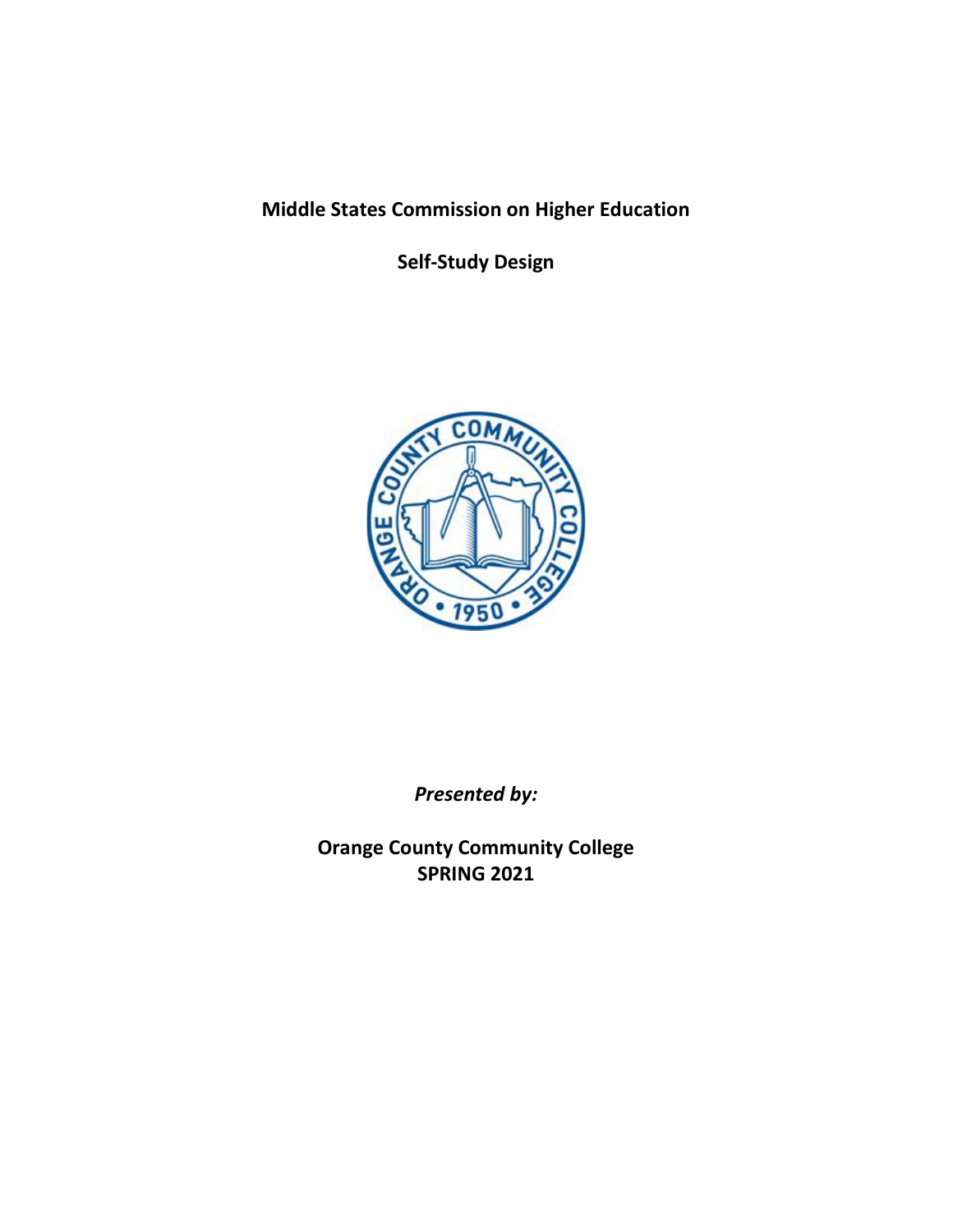**Middle States Commission on Higher Education**

**Self-Study Design**

*Presented by:*

**Orange County Community College**
**SPRING 2021**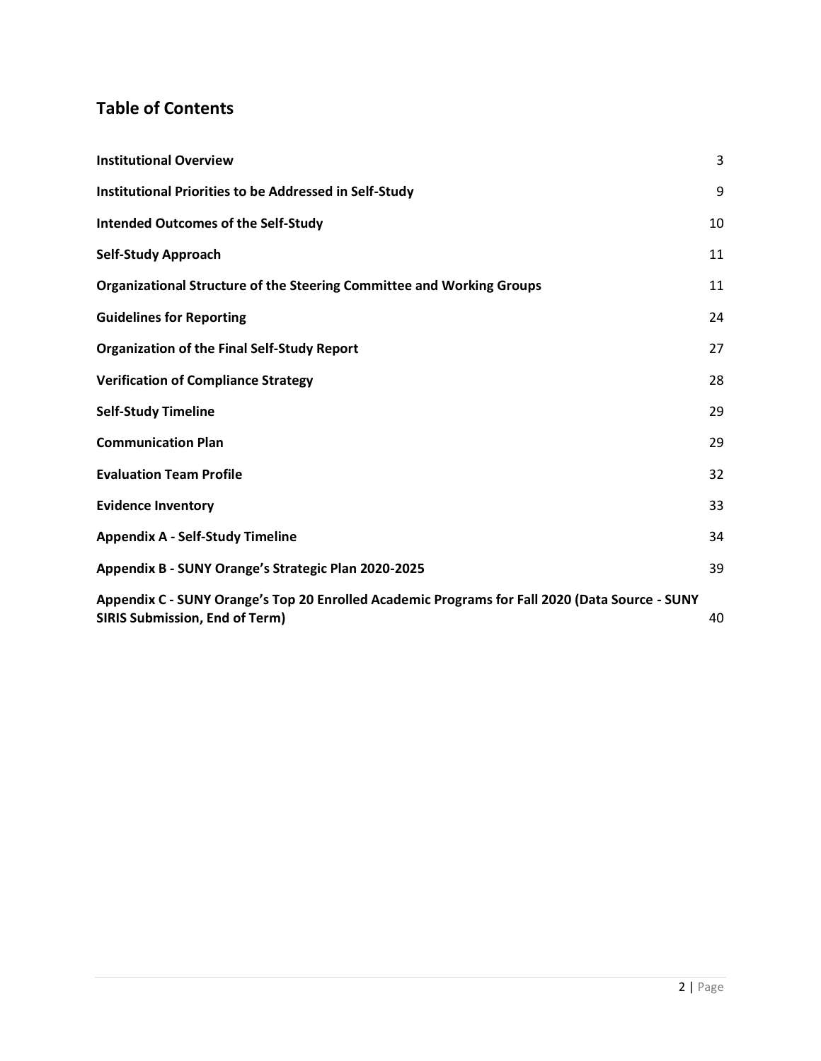## Table of Contents

| | |
|---|---|
| **Institutional Overview** | 3 |
| **Institutional Priorities to be Addressed in Self-Study** | 9 |
| **Intended Outcomes of the Self-Study** | 10 |
| **Self-Study Approach** | 11 |
| **Organizational Structure of the Steering Committee and Working Groups** | 11 |
| **Guidelines for Reporting** | 24 |
| **Organization of the Final Self-Study Report** | 27 |
| **Verification of Compliance Strategy** | 28 |
| **Self-Study Timeline** | 29 |
| **Communication Plan** | 29 |
| **Evaluation Team Profile** | 32 |
| **Evidence Inventory** | 33 |
| **Appendix A - Self-Study Timeline** | 34 |
| **Appendix B - SUNY Orange's Strategic Plan 2020-2025** | 39 |
| **Appendix C - SUNY Orange's Top 20 Enrolled Academic Programs for Fall 2020 (Data Source - SUNY SIRIS Submission, End of Term)** | 40 |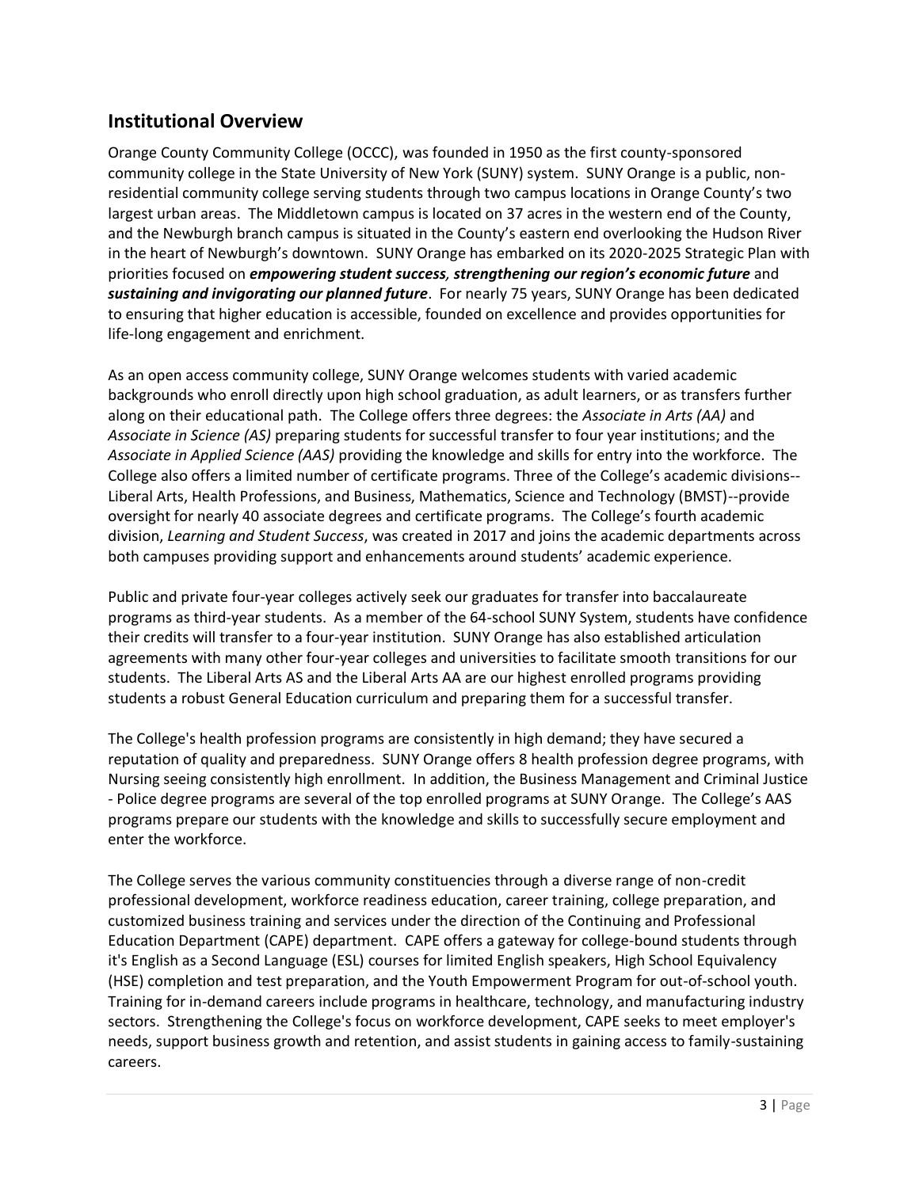## Institutional Overview

Orange County Community College (OCCC), was founded in 1950 as the first county-sponsored community college in the State University of New York (SUNY) system. SUNY Orange is a public, non-residential community college serving students through two campus locations in Orange County's two largest urban areas. The Middletown campus is located on 37 acres in the western end of the County, and the Newburgh branch campus is situated in the County's eastern end overlooking the Hudson River in the heart of Newburgh's downtown. SUNY Orange has embarked on its 2020-2025 Strategic Plan with priorities focused on ***empowering student success, strengthening our region's economic future*** and ***sustaining and invigorating our planned future***. For nearly 75 years, SUNY Orange has been dedicated to ensuring that higher education is accessible, founded on excellence and provides opportunities for life-long engagement and enrichment.

As an open access community college, SUNY Orange welcomes students with varied academic backgrounds who enroll directly upon high school graduation, as adult learners, or as transfers further along on their educational path. The College offers three degrees: the *Associate in Arts (AA)* and *Associate in Science (AS)* preparing students for successful transfer to four year institutions; and the *Associate in Applied Science (AAS)* providing the knowledge and skills for entry into the workforce. The College also offers a limited number of certificate programs. Three of the College's academic divisions--Liberal Arts, Health Professions, and Business, Mathematics, Science and Technology (BMST)--provide oversight for nearly 40 associate degrees and certificate programs. The College's fourth academic division, *Learning and Student Success*, was created in 2017 and joins the academic departments across both campuses providing support and enhancements around students' academic experience.

Public and private four-year colleges actively seek our graduates for transfer into baccalaureate programs as third-year students. As a member of the 64-school SUNY System, students have confidence their credits will transfer to a four-year institution. SUNY Orange has also established articulation agreements with many other four-year colleges and universities to facilitate smooth transitions for our students. The Liberal Arts AS and the Liberal Arts AA are our highest enrolled programs providing students a robust General Education curriculum and preparing them for a successful transfer.

The College's health profession programs are consistently in high demand; they have secured a reputation of quality and preparedness. SUNY Orange offers 8 health profession degree programs, with Nursing seeing consistently high enrollment. In addition, the Business Management and Criminal Justice - Police degree programs are several of the top enrolled programs at SUNY Orange. The College's AAS programs prepare our students with the knowledge and skills to successfully secure employment and enter the workforce.

The College serves the various community constituencies through a diverse range of non-credit professional development, workforce readiness education, career training, college preparation, and customized business training and services under the direction of the Continuing and Professional Education Department (CAPE) department. CAPE offers a gateway for college-bound students through it's English as a Second Language (ESL) courses for limited English speakers, High School Equivalency (HSE) completion and test preparation, and the Youth Empowerment Program for out-of-school youth. Training for in-demand careers include programs in healthcare, technology, and manufacturing industry sectors. Strengthening the College's focus on workforce development, CAPE seeks to meet employer's needs, support business growth and retention, and assist students in gaining access to family-sustaining careers.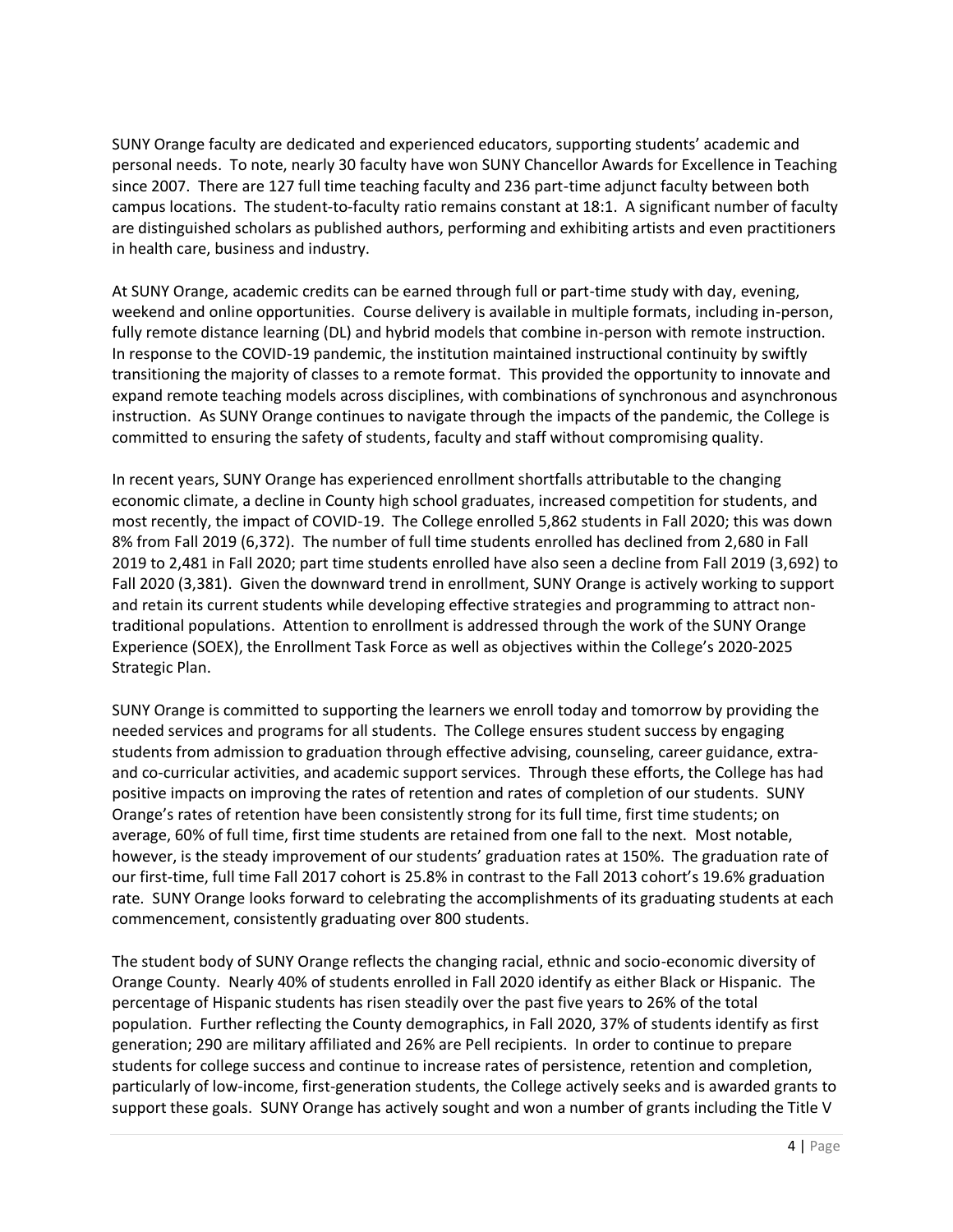SUNY Orange faculty are dedicated and experienced educators, supporting students' academic and personal needs. To note, nearly 30 faculty have won SUNY Chancellor Awards for Excellence in Teaching since 2007. There are 127 full time teaching faculty and 236 part-time adjunct faculty between both campus locations. The student-to-faculty ratio remains constant at 18:1. A significant number of faculty are distinguished scholars as published authors, performing and exhibiting artists and even practitioners in health care, business and industry.

At SUNY Orange, academic credits can be earned through full or part-time study with day, evening, weekend and online opportunities. Course delivery is available in multiple formats, including in-person, fully remote distance learning (DL) and hybrid models that combine in-person with remote instruction. In response to the COVID-19 pandemic, the institution maintained instructional continuity by swiftly transitioning the majority of classes to a remote format. This provided the opportunity to innovate and expand remote teaching models across disciplines, with combinations of synchronous and asynchronous instruction. As SUNY Orange continues to navigate through the impacts of the pandemic, the College is committed to ensuring the safety of students, faculty and staff without compromising quality.

In recent years, SUNY Orange has experienced enrollment shortfalls attributable to the changing economic climate, a decline in County high school graduates, increased competition for students, and most recently, the impact of COVID-19. The College enrolled 5,862 students in Fall 2020; this was down 8% from Fall 2019 (6,372). The number of full time students enrolled has declined from 2,680 in Fall 2019 to 2,481 in Fall 2020; part time students enrolled have also seen a decline from Fall 2019 (3,692) to Fall 2020 (3,381). Given the downward trend in enrollment, SUNY Orange is actively working to support and retain its current students while developing effective strategies and programming to attract non-traditional populations. Attention to enrollment is addressed through the work of the SUNY Orange Experience (SOEX), the Enrollment Task Force as well as objectives within the College's 2020-2025 Strategic Plan.

SUNY Orange is committed to supporting the learners we enroll today and tomorrow by providing the needed services and programs for all students. The College ensures student success by engaging students from admission to graduation through effective advising, counseling, career guidance, extra- and co-curricular activities, and academic support services. Through these efforts, the College has had positive impacts on improving the rates of retention and rates of completion of our students. SUNY Orange's rates of retention have been consistently strong for its full time, first time students; on average, 60% of full time, first time students are retained from one fall to the next. Most notable, however, is the steady improvement of our students' graduation rates at 150%. The graduation rate of our first-time, full time Fall 2017 cohort is 25.8% in contrast to the Fall 2013 cohort's 19.6% graduation rate. SUNY Orange looks forward to celebrating the accomplishments of its graduating students at each commencement, consistently graduating over 800 students.

The student body of SUNY Orange reflects the changing racial, ethnic and socio-economic diversity of Orange County. Nearly 40% of students enrolled in Fall 2020 identify as either Black or Hispanic. The percentage of Hispanic students has risen steadily over the past five years to 26% of the total population. Further reflecting the County demographics, in Fall 2020, 37% of students identify as first generation; 290 are military affiliated and 26% are Pell recipients. In order to continue to prepare students for college success and continue to increase rates of persistence, retention and completion, particularly of low-income, first-generation students, the College actively seeks and is awarded grants to support these goals. SUNY Orange has actively sought and won a number of grants including the Title V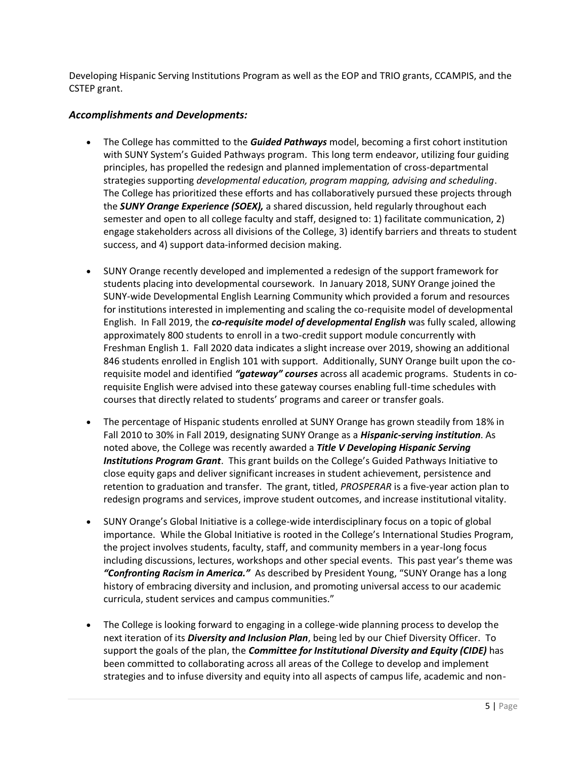Developing Hispanic Serving Institutions Program as well as the EOP and TRIO grants, CCAMPIS, and the CSTEP grant.

### *Accomplishments and Developments:*

- The College has committed to the ***Guided Pathways*** model, becoming a first cohort institution with SUNY System's Guided Pathways program. This long term endeavor, utilizing four guiding principles, has propelled the redesign and planned implementation of cross-departmental strategies supporting *developmental education, program mapping, advising and scheduling*. The College has prioritized these efforts and has collaboratively pursued these projects through the ***SUNY Orange Experience (SOEX),*** a shared discussion, held regularly throughout each semester and open to all college faculty and staff, designed to: 1) facilitate communication, 2) engage stakeholders across all divisions of the College, 3) identify barriers and threats to student success, and 4) support data-informed decision making.

- SUNY Orange recently developed and implemented a redesign of the support framework for students placing into developmental coursework. In January 2018, SUNY Orange joined the SUNY-wide Developmental English Learning Community which provided a forum and resources for institutions interested in implementing and scaling the co-requisite model of developmental English. In Fall 2019, the ***co-requisite model of developmental English*** was fully scaled, allowing approximately 800 students to enroll in a two-credit support module concurrently with Freshman English 1. Fall 2020 data indicates a slight increase over 2019, showing an additional 846 students enrolled in English 101 with support. Additionally, SUNY Orange built upon the co-requisite model and identified ***"gateway" courses*** across all academic programs. Students in co-requisite English were advised into these gateway courses enabling full-time schedules with courses that directly related to students' programs and career or transfer goals.

- The percentage of Hispanic students enrolled at SUNY Orange has grown steadily from 18% in Fall 2010 to 30% in Fall 2019, designating SUNY Orange as a ***Hispanic-serving institution***. As noted above, the College was recently awarded a ***Title V Developing Hispanic Serving Institutions Program Grant***. This grant builds on the College's Guided Pathways Initiative to close equity gaps and deliver significant increases in student achievement, persistence and retention to graduation and transfer. The grant, titled, *PROSPERAR* is a five-year action plan to redesign programs and services, improve student outcomes, and increase institutional vitality.

- SUNY Orange's Global Initiative is a college-wide interdisciplinary focus on a topic of global importance. While the Global Initiative is rooted in the College's International Studies Program, the project involves students, faculty, staff, and community members in a year-long focus including discussions, lectures, workshops and other special events. This past year's theme was ***"Confronting Racism in America."*** As described by President Young, "SUNY Orange has a long history of embracing diversity and inclusion, and promoting universal access to our academic curricula, student services and campus communities."

- The College is looking forward to engaging in a college-wide planning process to develop the next iteration of its ***Diversity and Inclusion Plan***, being led by our Chief Diversity Officer. To support the goals of the plan, the ***Committee for Institutional Diversity and Equity (CIDE)*** has been committed to collaborating across all areas of the College to develop and implement strategies and to infuse diversity and equity into all aspects of campus life, academic and non-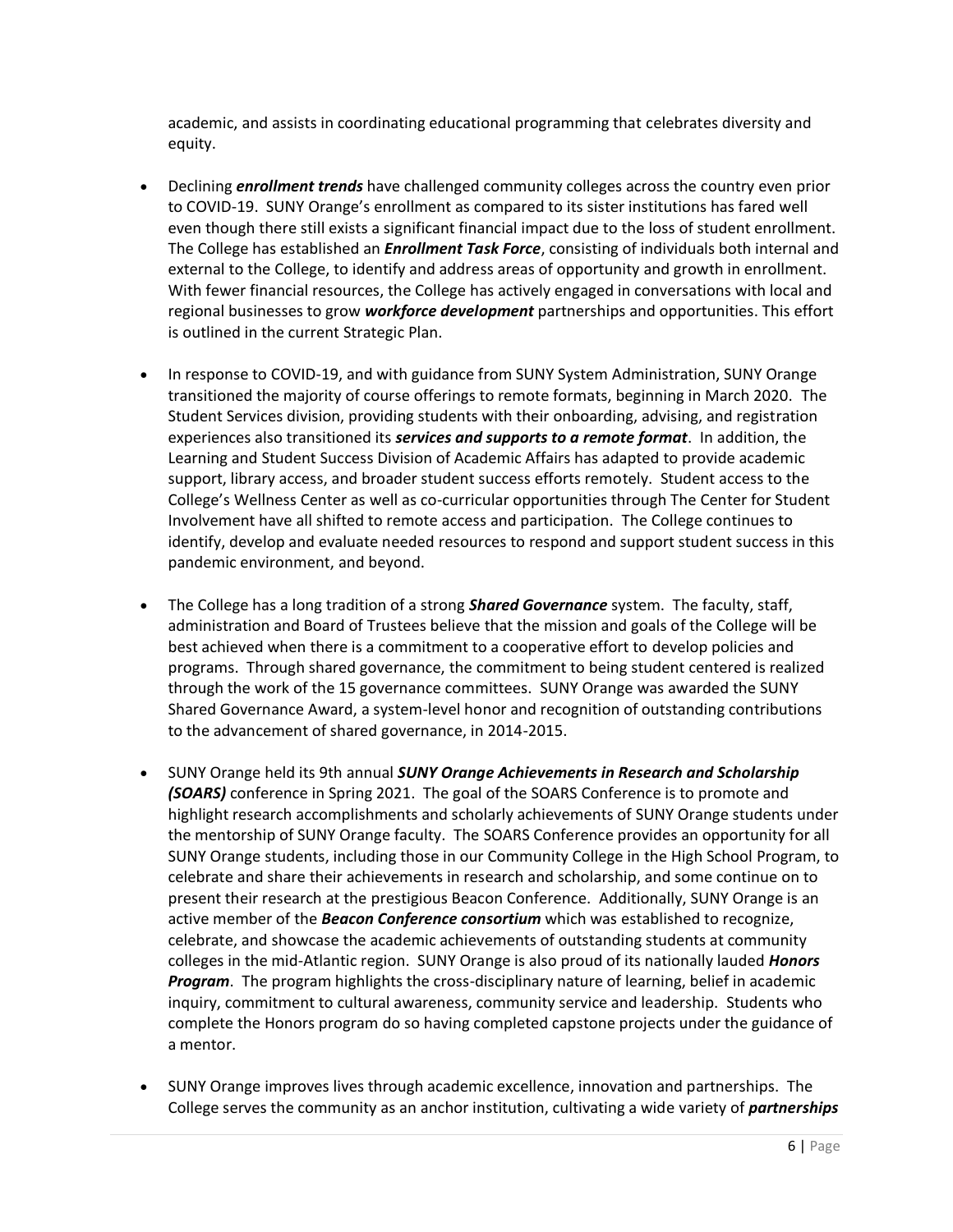academic, and assists in coordinating educational programming that celebrates diversity and equity.

- Declining ***enrollment trends*** have challenged community colleges across the country even prior to COVID-19. SUNY Orange's enrollment as compared to its sister institutions has fared well even though there still exists a significant financial impact due to the loss of student enrollment. The College has established an ***Enrollment Task Force***, consisting of individuals both internal and external to the College, to identify and address areas of opportunity and growth in enrollment. With fewer financial resources, the College has actively engaged in conversations with local and regional businesses to grow ***workforce development*** partnerships and opportunities. This effort is outlined in the current Strategic Plan.

- In response to COVID-19, and with guidance from SUNY System Administration, SUNY Orange transitioned the majority of course offerings to remote formats, beginning in March 2020. The Student Services division, providing students with their onboarding, advising, and registration experiences also transitioned its ***services and supports to a remote format***. In addition, the Learning and Student Success Division of Academic Affairs has adapted to provide academic support, library access, and broader student success efforts remotely. Student access to the College's Wellness Center as well as co-curricular opportunities through The Center for Student Involvement have all shifted to remote access and participation. The College continues to identify, develop and evaluate needed resources to respond and support student success in this pandemic environment, and beyond.

- The College has a long tradition of a strong ***Shared Governance*** system. The faculty, staff, administration and Board of Trustees believe that the mission and goals of the College will be best achieved when there is a commitment to a cooperative effort to develop policies and programs. Through shared governance, the commitment to being student centered is realized through the work of the 15 governance committees. SUNY Orange was awarded the SUNY Shared Governance Award, a system-level honor and recognition of outstanding contributions to the advancement of shared governance, in 2014-2015.

- SUNY Orange held its 9th annual ***SUNY Orange Achievements in Research and Scholarship (SOARS)*** conference in Spring 2021. The goal of the SOARS Conference is to promote and highlight research accomplishments and scholarly achievements of SUNY Orange students under the mentorship of SUNY Orange faculty. The SOARS Conference provides an opportunity for all SUNY Orange students, including those in our Community College in the High School Program, to celebrate and share their achievements in research and scholarship, and some continue on to present their research at the prestigious Beacon Conference. Additionally, SUNY Orange is an active member of the ***Beacon Conference consortium*** which was established to recognize, celebrate, and showcase the academic achievements of outstanding students at community colleges in the mid-Atlantic region. SUNY Orange is also proud of its nationally lauded ***Honors Program***. The program highlights the cross-disciplinary nature of learning, belief in academic inquiry, commitment to cultural awareness, community service and leadership. Students who complete the Honors program do so having completed capstone projects under the guidance of a mentor.

- SUNY Orange improves lives through academic excellence, innovation and partnerships. The College serves the community as an anchor institution, cultivating a wide variety of ***partnerships***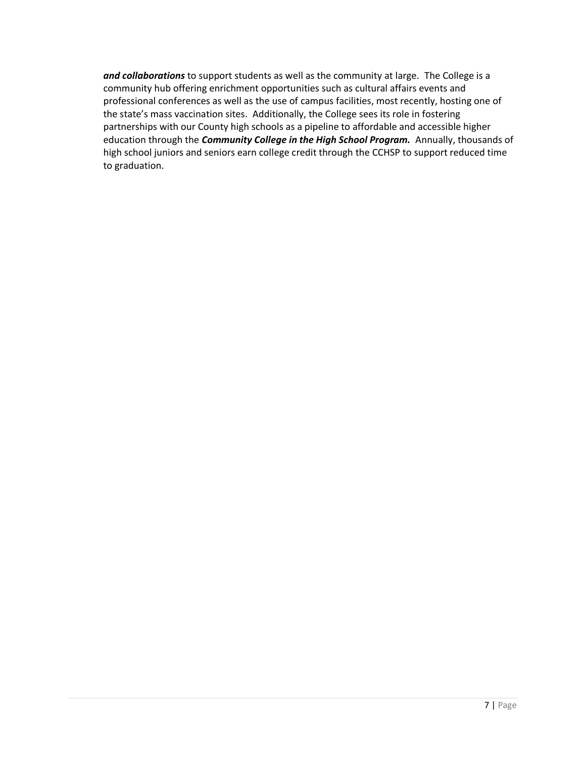***and collaborations*** to support students as well as the community at large. The College is a community hub offering enrichment opportunities such as cultural affairs events and professional conferences as well as the use of campus facilities, most recently, hosting one of the state's mass vaccination sites. Additionally, the College sees its role in fostering partnerships with our County high schools as a pipeline to affordable and accessible higher education through the ***Community College in the High School Program.*** Annually, thousands of high school juniors and seniors earn college credit through the CCHSP to support reduced time to graduation.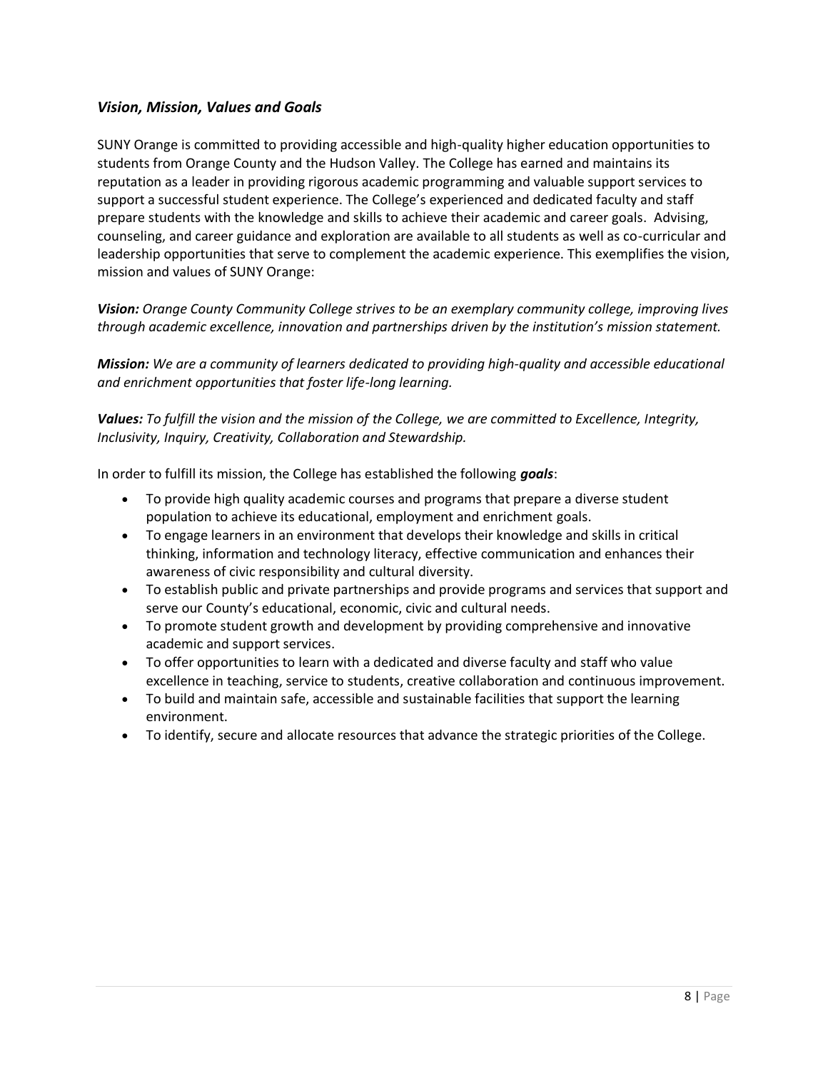## *Vision, Mission, Values and Goals*

SUNY Orange is committed to providing accessible and high-quality higher education opportunities to students from Orange County and the Hudson Valley. The College has earned and maintains its reputation as a leader in providing rigorous academic programming and valuable support services to support a successful student experience. The College's experienced and dedicated faculty and staff prepare students with the knowledge and skills to achieve their academic and career goals. Advising, counseling, and career guidance and exploration are available to all students as well as co-curricular and leadership opportunities that serve to complement the academic experience. This exemplifies the vision, mission and values of SUNY Orange:

***Vision:*** *Orange County Community College strives to be an exemplary community college, improving lives through academic excellence, innovation and partnerships driven by the institution's mission statement.*

***Mission:*** *We are a community of learners dedicated to providing high-quality and accessible educational and enrichment opportunities that foster life-long learning.*

***Values:*** *To fulfill the vision and the mission of the College, we are committed to Excellence, Integrity, Inclusivity, Inquiry, Creativity, Collaboration and Stewardship.*

In order to fulfill its mission, the College has established the following ***goals***:

- To provide high quality academic courses and programs that prepare a diverse student population to achieve its educational, employment and enrichment goals.
- To engage learners in an environment that develops their knowledge and skills in critical thinking, information and technology literacy, effective communication and enhances their awareness of civic responsibility and cultural diversity.
- To establish public and private partnerships and provide programs and services that support and serve our County's educational, economic, civic and cultural needs.
- To promote student growth and development by providing comprehensive and innovative academic and support services.
- To offer opportunities to learn with a dedicated and diverse faculty and staff who value excellence in teaching, service to students, creative collaboration and continuous improvement.
- To build and maintain safe, accessible and sustainable facilities that support the learning environment.
- To identify, secure and allocate resources that advance the strategic priorities of the College.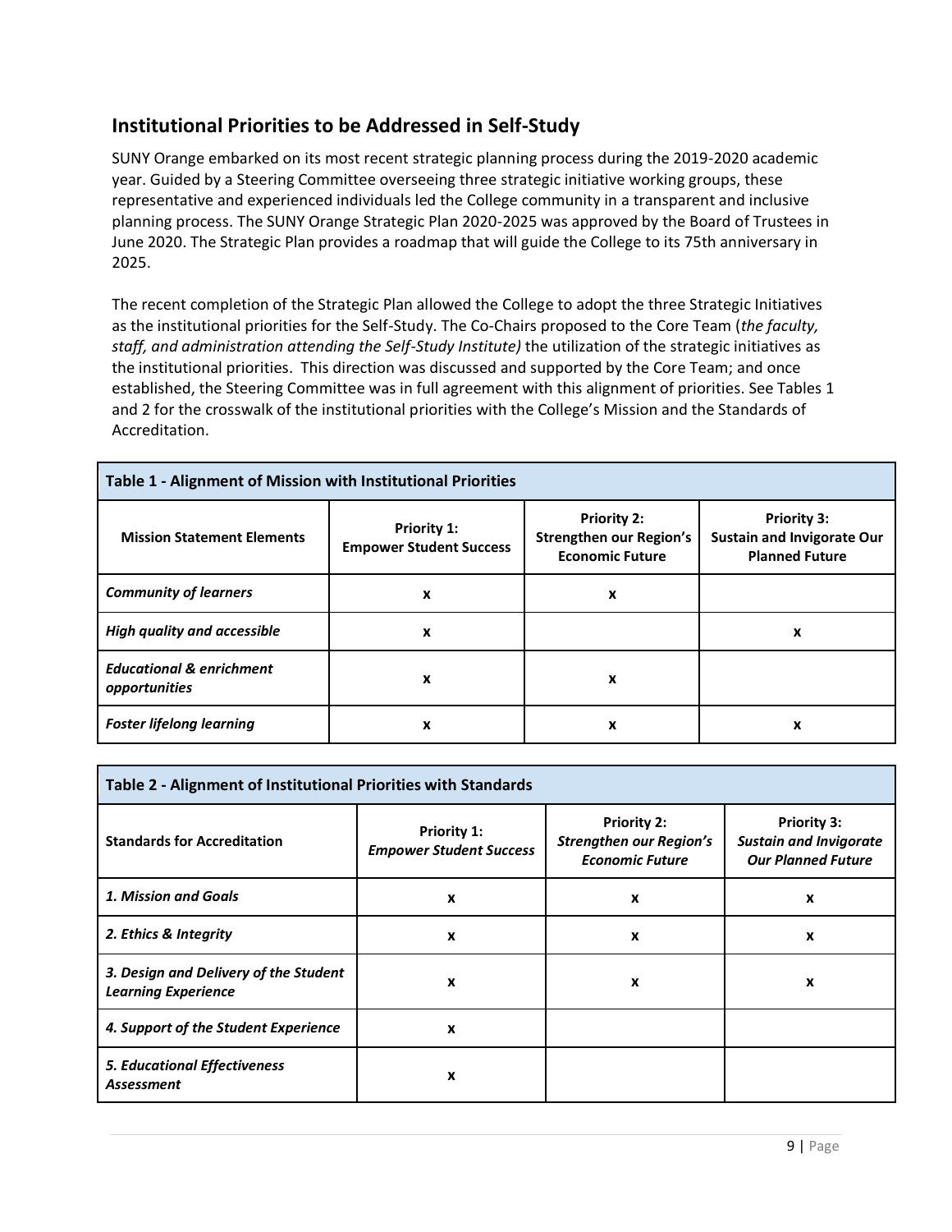## Institutional Priorities to be Addressed in Self-Study

SUNY Orange embarked on its most recent strategic planning process during the 2019-2020 academic year. Guided by a Steering Committee overseeing three strategic initiative working groups, these representative and experienced individuals led the College community in a transparent and inclusive planning process. The SUNY Orange Strategic Plan 2020-2025 was approved by the Board of Trustees in June 2020. The Strategic Plan provides a roadmap that will guide the College to its 75th anniversary in 2025.

The recent completion of the Strategic Plan allowed the College to adopt the three Strategic Initiatives as the institutional priorities for the Self-Study. The Co-Chairs proposed to the Core Team (*the faculty, staff, and administration attending the Self-Study Institute)* the utilization of the strategic initiatives as the institutional priorities. This direction was discussed and supported by the Core Team; and once established, the Steering Committee was in full agreement with this alignment of priorities. See Tables 1 and 2 for the crosswalk of the institutional priorities with the College's Mission and the Standards of Accreditation.

**Table 1 - Alignment of Mission with Institutional Priorities**

| Mission Statement Elements | Priority 1: Empower Student Success | Priority 2: Strengthen our Region's Economic Future | Priority 3: Sustain and Invigorate Our Planned Future |
|---|---|---|---|
| ***Community of learners*** | x | x | |
| ***High quality and accessible*** | x | | x |
| ***Educational & enrichment opportunities*** | x | x | |
| ***Foster lifelong learning*** | x | x | x |

**Table 2 - Alignment of Institutional Priorities with Standards**

| Standards for Accreditation | Priority 1: *Empower Student Success* | Priority 2: *Strengthen our Region's Economic Future* | Priority 3: *Sustain and Invigorate Our Planned Future* |
|---|---|---|---|
| ***1. Mission and Goals*** | x | x | x |
| ***2. Ethics & Integrity*** | x | x | x |
| ***3. Design and Delivery of the Student Learning Experience*** | x | x | x |
| ***4. Support of the Student Experience*** | x | | |
| ***5. Educational Effectiveness Assessment*** | x | | |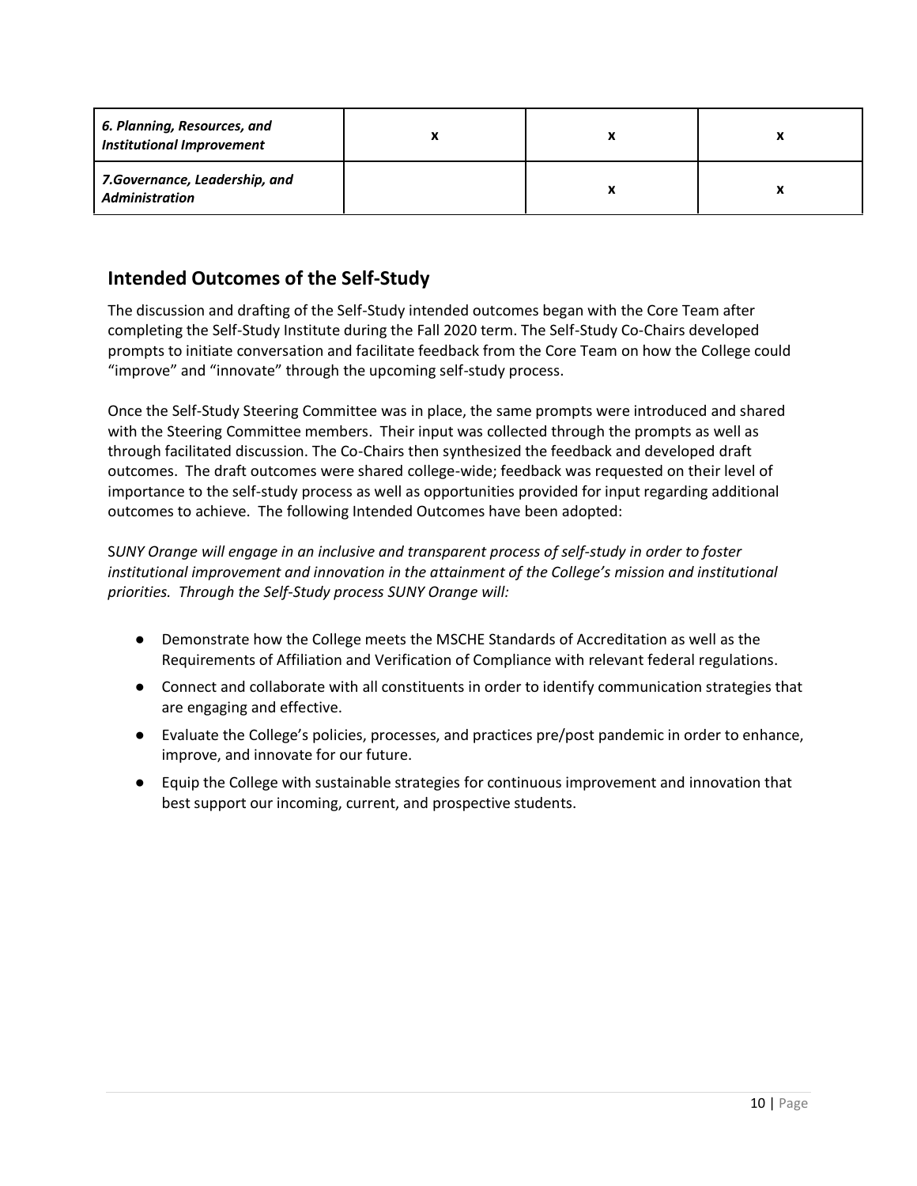| | | | |
|---|---|---|---|
| ***6. Planning, Resources, and Institutional Improvement*** | x | x | x |
| ***7.Governance, Leadership, and Administration*** | | x | x |

## Intended Outcomes of the Self-Study

The discussion and drafting of the Self-Study intended outcomes began with the Core Team after completing the Self-Study Institute during the Fall 2020 term. The Self-Study Co-Chairs developed prompts to initiate conversation and facilitate feedback from the Core Team on how the College could "improve" and "innovate" through the upcoming self-study process.

Once the Self-Study Steering Committee was in place, the same prompts were introduced and shared with the Steering Committee members. Their input was collected through the prompts as well as through facilitated discussion. The Co-Chairs then synthesized the feedback and developed draft outcomes. The draft outcomes were shared college-wide; feedback was requested on their level of importance to the self-study process as well as opportunities provided for input regarding additional outcomes to achieve. The following Intended Outcomes have been adopted:

S*UNY Orange will engage in an inclusive and transparent process of self-study in order to foster institutional improvement and innovation in the attainment of the College's mission and institutional priorities. Through the Self-Study process SUNY Orange will:*

- Demonstrate how the College meets the MSCHE Standards of Accreditation as well as the Requirements of Affiliation and Verification of Compliance with relevant federal regulations.
- Connect and collaborate with all constituents in order to identify communication strategies that are engaging and effective.
- Evaluate the College's policies, processes, and practices pre/post pandemic in order to enhance, improve, and innovate for our future.
- Equip the College with sustainable strategies for continuous improvement and innovation that best support our incoming, current, and prospective students.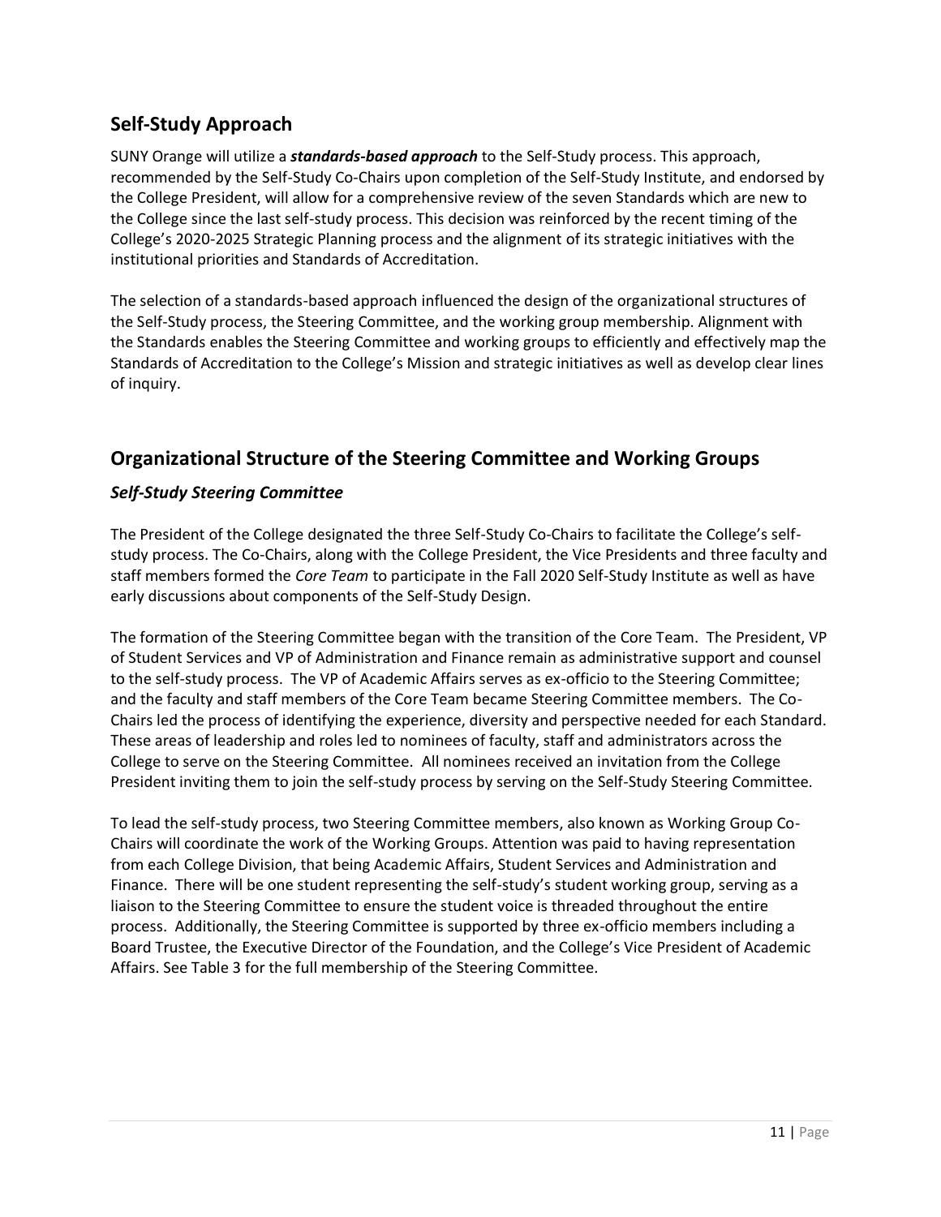## Self-Study Approach

SUNY Orange will utilize a ***standards-based approach*** to the Self-Study process. This approach, recommended by the Self-Study Co-Chairs upon completion of the Self-Study Institute, and endorsed by the College President, will allow for a comprehensive review of the seven Standards which are new to the College since the last self-study process. This decision was reinforced by the recent timing of the College's 2020-2025 Strategic Planning process and the alignment of its strategic initiatives with the institutional priorities and Standards of Accreditation.

The selection of a standards-based approach influenced the design of the organizational structures of the Self-Study process, the Steering Committee, and the working group membership. Alignment with the Standards enables the Steering Committee and working groups to efficiently and effectively map the Standards of Accreditation to the College's Mission and strategic initiatives as well as develop clear lines of inquiry.

## Organizational Structure of the Steering Committee and Working Groups

### *Self-Study Steering Committee*

The President of the College designated the three Self-Study Co-Chairs to facilitate the College's self-study process. The Co-Chairs, along with the College President, the Vice Presidents and three faculty and staff members formed the *Core Team* to participate in the Fall 2020 Self-Study Institute as well as have early discussions about components of the Self-Study Design.

The formation of the Steering Committee began with the transition of the Core Team. The President, VP of Student Services and VP of Administration and Finance remain as administrative support and counsel to the self-study process. The VP of Academic Affairs serves as ex-officio to the Steering Committee; and the faculty and staff members of the Core Team became Steering Committee members. The Co-Chairs led the process of identifying the experience, diversity and perspective needed for each Standard. These areas of leadership and roles led to nominees of faculty, staff and administrators across the College to serve on the Steering Committee. All nominees received an invitation from the College President inviting them to join the self-study process by serving on the Self-Study Steering Committee.

To lead the self-study process, two Steering Committee members, also known as Working Group Co-Chairs will coordinate the work of the Working Groups. Attention was paid to having representation from each College Division, that being Academic Affairs, Student Services and Administration and Finance. There will be one student representing the self-study's student working group, serving as a liaison to the Steering Committee to ensure the student voice is threaded throughout the entire process. Additionally, the Steering Committee is supported by three ex-officio members including a Board Trustee, the Executive Director of the Foundation, and the College's Vice President of Academic Affairs. See Table 3 for the full membership of the Steering Committee.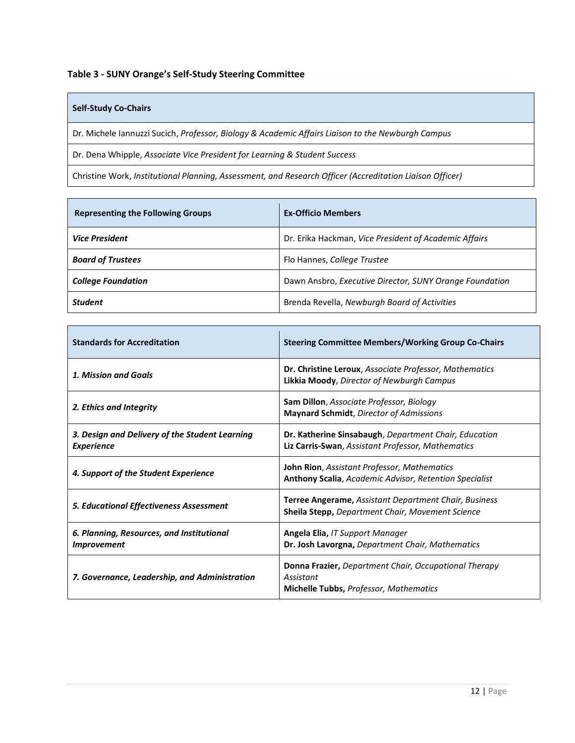**Table 3 - SUNY Orange's Self-Study Steering Committee**

| **Self-Study Co-Chairs** |
|---|
| Dr. Michele Iannuzzi Sucich, *Professor, Biology & Academic Affairs Liaison to the Newburgh Campus* |
| Dr. Dena Whipple, *Associate Vice President for Learning & Student Success* |
| Christine Work, *Institutional Planning, Assessment, and Research Officer (Accreditation Liaison Officer)* |

| **Representing the Following Groups** | **Ex-Officio Members** |
|---|---|
| ***Vice President*** | Dr. Erika Hackman, *Vice President of Academic Affairs* |
| ***Board of Trustees*** | Flo Hannes, *College Trustee* |
| ***College Foundation*** | Dawn Ansbro, *Executive Director, SUNY Orange Foundation* |
| ***Student*** | Brenda Revella, *Newburgh Board of Activities* |

| **Standards for Accreditation** | **Steering Committee Members/Working Group Co-Chairs** |
|---|---|
| ***1. Mission and Goals*** | **Dr. Christine Leroux**, *Associate Professor, Mathematics*<br>**Likkia Moody**, *Director of Newburgh Campus* |
| ***2. Ethics and Integrity*** | **Sam Dillon**, *Associate Professor, Biology*<br>**Maynard Schmidt**, *Director of Admissions* |
| ***3. Design and Delivery of the Student Learning Experience*** | **Dr. Katherine Sinsabaugh**, *Department Chair, Education*<br>**Liz Carris-Swan**, *Assistant Professor, Mathematics* |
| ***4. Support of the Student Experience*** | **John Rion**, *Assistant Professor, Mathematics*<br>**Anthony Scalia**, *Academic Advisor, Retention Specialist* |
| ***5. Educational Effectiveness Assessment*** | **Terree Angerame,** *Assistant Department Chair, Business*<br>**Sheila Stepp,** *Department Chair, Movement Science* |
| ***6. Planning, Resources, and Institutional Improvement*** | **Angela Elia,** *IT Support Manager*<br>**Dr. Josh Lavorgna,** *Department Chair, Mathematics* |
| ***7. Governance, Leadership, and Administration*** | **Donna Frazier,** *Department Chair, Occupational Therapy Assistant*<br>**Michelle Tubbs,** *Professor, Mathematics* |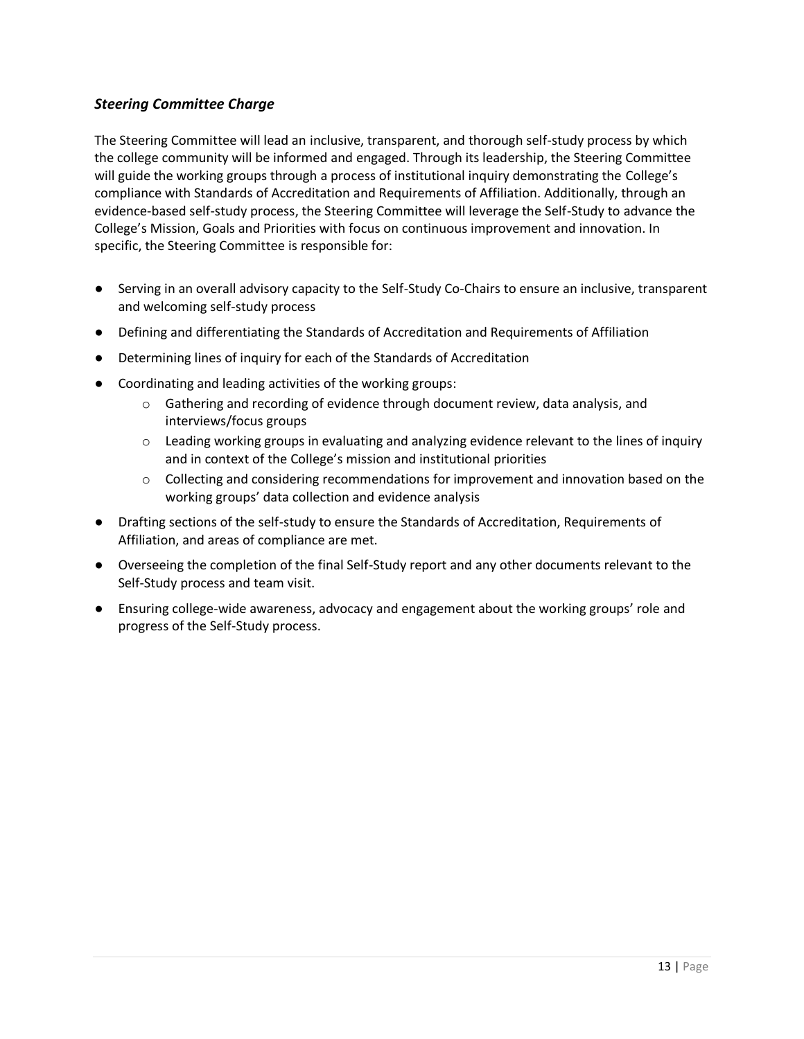### *Steering Committee Charge*

The Steering Committee will lead an inclusive, transparent, and thorough self-study process by which the college community will be informed and engaged. Through its leadership, the Steering Committee will guide the working groups through a process of institutional inquiry demonstrating the College's compliance with Standards of Accreditation and Requirements of Affiliation. Additionally, through an evidence-based self-study process, the Steering Committee will leverage the Self-Study to advance the College's Mission, Goals and Priorities with focus on continuous improvement and innovation. In specific, the Steering Committee is responsible for:

- Serving in an overall advisory capacity to the Self-Study Co-Chairs to ensure an inclusive, transparent and welcoming self-study process
- Defining and differentiating the Standards of Accreditation and Requirements of Affiliation
- Determining lines of inquiry for each of the Standards of Accreditation
- Coordinating and leading activities of the working groups:
  - Gathering and recording of evidence through document review, data analysis, and interviews/focus groups
  - Leading working groups in evaluating and analyzing evidence relevant to the lines of inquiry and in context of the College's mission and institutional priorities
  - Collecting and considering recommendations for improvement and innovation based on the working groups' data collection and evidence analysis
- Drafting sections of the self-study to ensure the Standards of Accreditation, Requirements of Affiliation, and areas of compliance are met.
- Overseeing the completion of the final Self-Study report and any other documents relevant to the Self-Study process and team visit.
- Ensuring college-wide awareness, advocacy and engagement about the working groups' role and progress of the Self-Study process.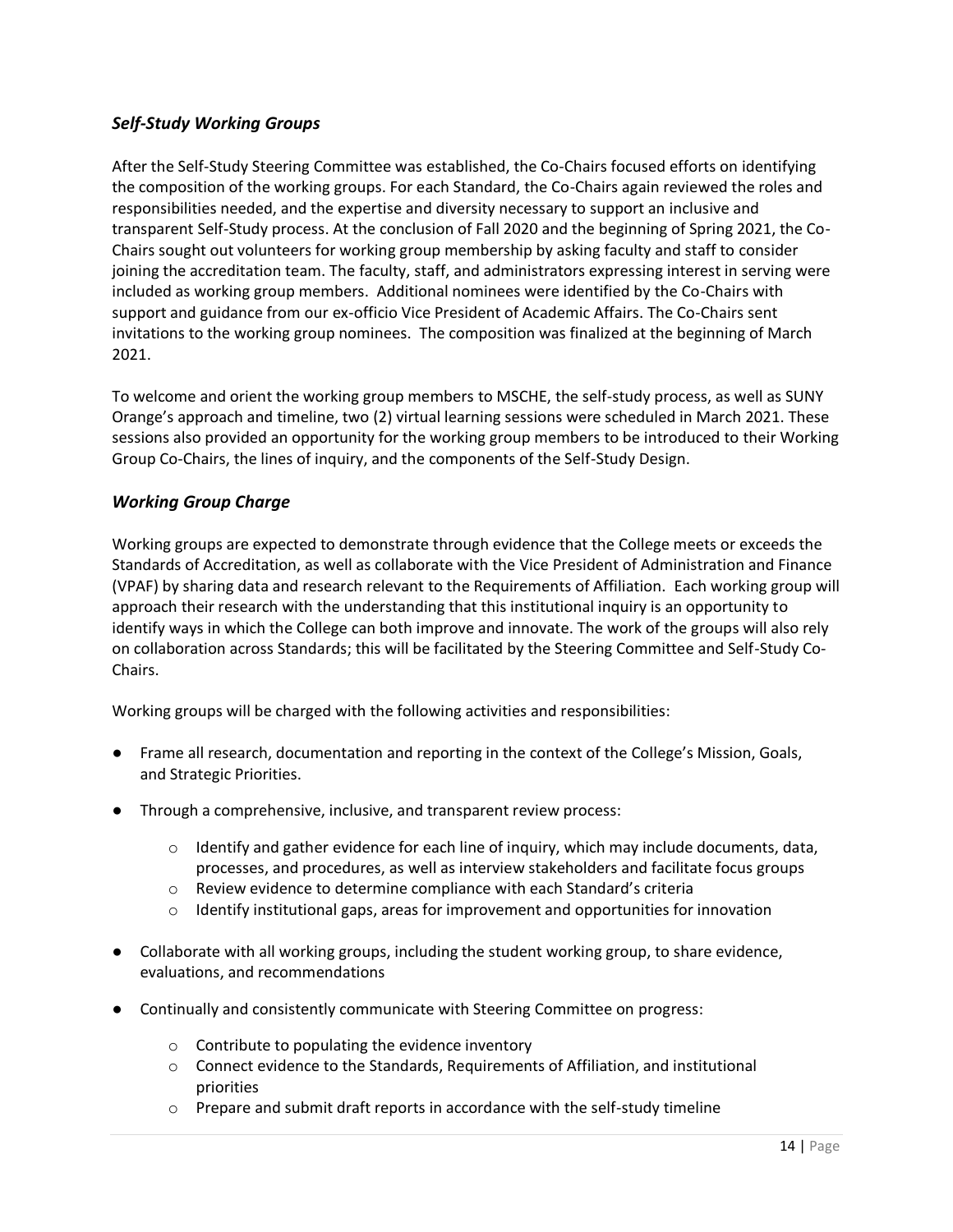### *Self-Study Working Groups*

After the Self-Study Steering Committee was established, the Co-Chairs focused efforts on identifying the composition of the working groups. For each Standard, the Co-Chairs again reviewed the roles and responsibilities needed, and the expertise and diversity necessary to support an inclusive and transparent Self-Study process. At the conclusion of Fall 2020 and the beginning of Spring 2021, the Co-Chairs sought out volunteers for working group membership by asking faculty and staff to consider joining the accreditation team. The faculty, staff, and administrators expressing interest in serving were included as working group members. Additional nominees were identified by the Co-Chairs with support and guidance from our ex-officio Vice President of Academic Affairs. The Co-Chairs sent invitations to the working group nominees. The composition was finalized at the beginning of March 2021.

To welcome and orient the working group members to MSCHE, the self-study process, as well as SUNY Orange's approach and timeline, two (2) virtual learning sessions were scheduled in March 2021. These sessions also provided an opportunity for the working group members to be introduced to their Working Group Co-Chairs, the lines of inquiry, and the components of the Self-Study Design.

### *Working Group Charge*

Working groups are expected to demonstrate through evidence that the College meets or exceeds the Standards of Accreditation, as well as collaborate with the Vice President of Administration and Finance (VPAF) by sharing data and research relevant to the Requirements of Affiliation. Each working group will approach their research with the understanding that this institutional inquiry is an opportunity to identify ways in which the College can both improve and innovate. The work of the groups will also rely on collaboration across Standards; this will be facilitated by the Steering Committee and Self-Study Co-Chairs.

Working groups will be charged with the following activities and responsibilities:

- Frame all research, documentation and reporting in the context of the College's Mission, Goals, and Strategic Priorities.
- Through a comprehensive, inclusive, and transparent review process:
  - Identify and gather evidence for each line of inquiry, which may include documents, data, processes, and procedures, as well as interview stakeholders and facilitate focus groups
  - Review evidence to determine compliance with each Standard's criteria
  - Identify institutional gaps, areas for improvement and opportunities for innovation
- Collaborate with all working groups, including the student working group, to share evidence, evaluations, and recommendations
- Continually and consistently communicate with Steering Committee on progress:
  - Contribute to populating the evidence inventory
  - Connect evidence to the Standards, Requirements of Affiliation, and institutional priorities
  - Prepare and submit draft reports in accordance with the self-study timeline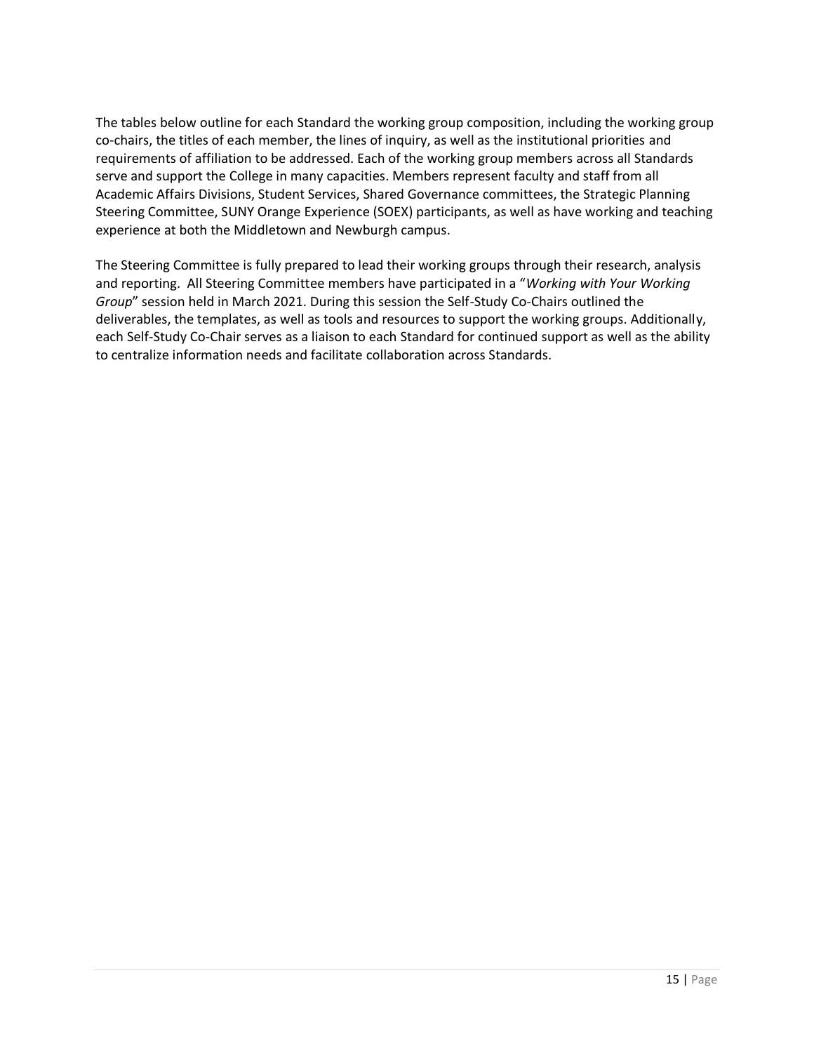The tables below outline for each Standard the working group composition, including the working group co-chairs, the titles of each member, the lines of inquiry, as well as the institutional priorities and requirements of affiliation to be addressed. Each of the working group members across all Standards serve and support the College in many capacities. Members represent faculty and staff from all Academic Affairs Divisions, Student Services, Shared Governance committees, the Strategic Planning Steering Committee, SUNY Orange Experience (SOEX) participants, as well as have working and teaching experience at both the Middletown and Newburgh campus.

The Steering Committee is fully prepared to lead their working groups through their research, analysis and reporting. All Steering Committee members have participated in a "*Working with Your Working Group*" session held in March 2021. During this session the Self-Study Co-Chairs outlined the deliverables, the templates, as well as tools and resources to support the working groups. Additionally, each Self-Study Co-Chair serves as a liaison to each Standard for continued support as well as the ability to centralize information needs and facilitate collaboration across Standards.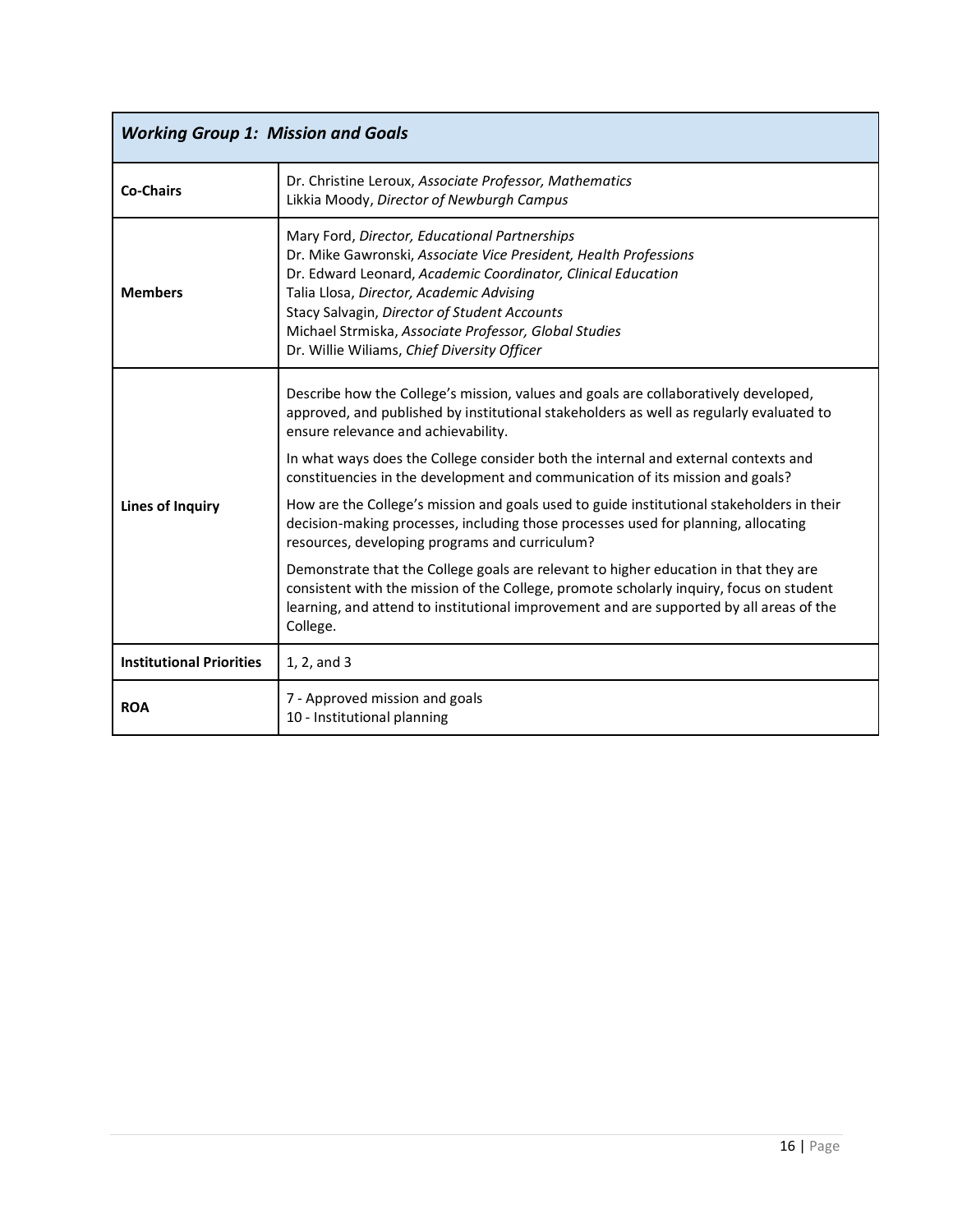| *Working Group 1: Mission and Goals* | |
|---|---|
| **Co-Chairs** | Dr. Christine Leroux, *Associate Professor, Mathematics*<br>Likkia Moody, *Director of Newburgh Campus* |
| **Members** | Mary Ford, *Director, Educational Partnerships*<br>Dr. Mike Gawronski, *Associate Vice President, Health Professions*<br>Dr. Edward Leonard, *Academic Coordinator, Clinical Education*<br>Talia Llosa, *Director, Academic Advising*<br>Stacy Salvagin, *Director of Student Accounts*<br>Michael Strmiska, *Associate Professor, Global Studies*<br>Dr. Willie Wiliams, *Chief Diversity Officer* |
| **Lines of Inquiry** | Describe how the College's mission, values and goals are collaboratively developed, approved, and published by institutional stakeholders as well as regularly evaluated to ensure relevance and achievability.<br><br>In what ways does the College consider both the internal and external contexts and constituencies in the development and communication of its mission and goals?<br><br>How are the College's mission and goals used to guide institutional stakeholders in their decision-making processes, including those processes used for planning, allocating resources, developing programs and curriculum?<br><br>Demonstrate that the College goals are relevant to higher education in that they are consistent with the mission of the College, promote scholarly inquiry, focus on student learning, and attend to institutional improvement and are supported by all areas of the College. |
| **Institutional Priorities** | 1, 2, and 3 |
| **ROA** | 7 - Approved mission and goals<br>10 - Institutional planning |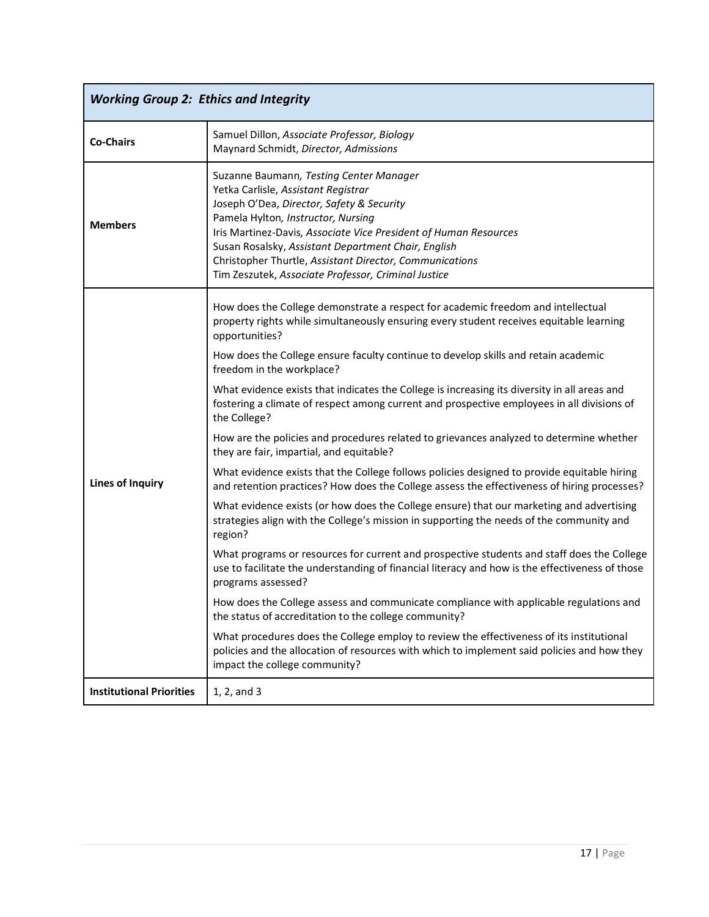| *Working Group 2: Ethics and Integrity* | |
|---|---|
| **Co-Chairs** | Samuel Dillon, *Associate Professor, Biology*<br>Maynard Schmidt, *Director, Admissions* |
| **Members** | Suzanne Baumann, *Testing Center Manager*<br>Yetka Carlisle, *Assistant Registrar*<br>Joseph O'Dea, *Director, Safety & Security*<br>Pamela Hylton, *Instructor, Nursing*<br>Iris Martinez-Davis, *Associate Vice President of Human Resources*<br>Susan Rosalsky, *Assistant Department Chair, English*<br>Christopher Thurtle, *Assistant Director, Communications*<br>Tim Zeszutek, *Associate Professor, Criminal Justice* |
| **Lines of Inquiry** | How does the College demonstrate a respect for academic freedom and intellectual property rights while simultaneously ensuring every student receives equitable learning opportunities?<br><br>How does the College ensure faculty continue to develop skills and retain academic freedom in the workplace?<br><br>What evidence exists that indicates the College is increasing its diversity in all areas and fostering a climate of respect among current and prospective employees in all divisions of the College?<br><br>How are the policies and procedures related to grievances analyzed to determine whether they are fair, impartial, and equitable?<br><br>What evidence exists that the College follows policies designed to provide equitable hiring and retention practices? How does the College assess the effectiveness of hiring processes?<br><br>What evidence exists (or how does the College ensure) that our marketing and advertising strategies align with the College's mission in supporting the needs of the community and region?<br><br>What programs or resources for current and prospective students and staff does the College use to facilitate the understanding of financial literacy and how is the effectiveness of those programs assessed?<br><br>How does the College assess and communicate compliance with applicable regulations and the status of accreditation to the college community?<br><br>What procedures does the College employ to review the effectiveness of its institutional policies and the allocation of resources with which to implement said policies and how they impact the college community? |
| **Institutional Priorities** | 1, 2, and 3 |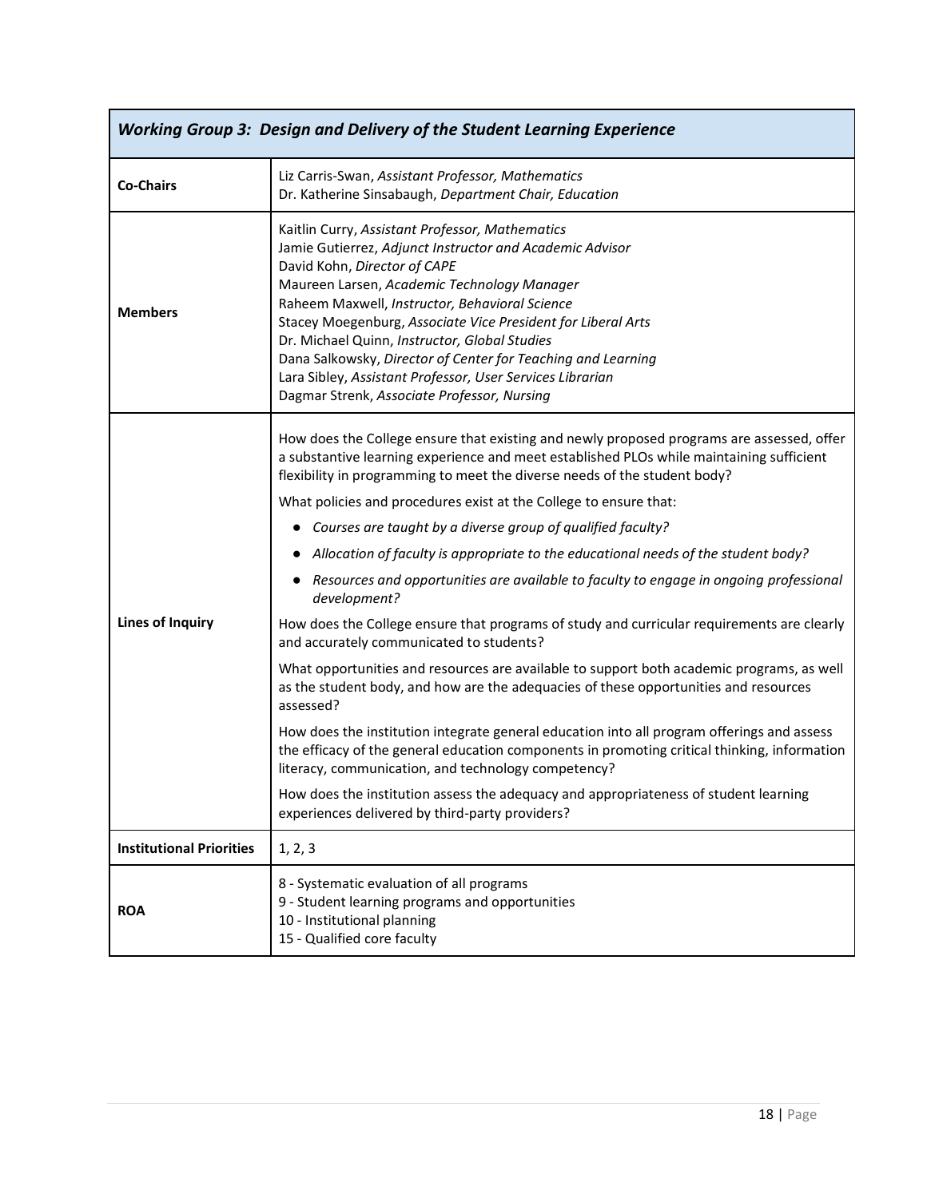| *Working Group 3: Design and Delivery of the Student Learning Experience* | |
|---|---|
| **Co-Chairs** | Liz Carris-Swan, *Assistant Professor, Mathematics*<br>Dr. Katherine Sinsabaugh, *Department Chair, Education* |
| **Members** | Kaitlin Curry, *Assistant Professor, Mathematics*<br>Jamie Gutierrez, *Adjunct Instructor and Academic Advisor*<br>David Kohn, *Director of CAPE*<br>Maureen Larsen, *Academic Technology Manager*<br>Raheem Maxwell, *Instructor, Behavioral Science*<br>Stacey Moegenburg, *Associate Vice President for Liberal Arts*<br>Dr. Michael Quinn, *Instructor, Global Studies*<br>Dana Salkowsky, *Director of Center for Teaching and Learning*<br>Lara Sibley, *Assistant Professor, User Services Librarian*<br>Dagmar Strenk, *Associate Professor, Nursing* |
| **Lines of Inquiry** | How does the College ensure that existing and newly proposed programs are assessed, offer a substantive learning experience and meet established PLOs while maintaining sufficient flexibility in programming to meet the diverse needs of the student body?<br><br>What policies and procedures exist at the College to ensure that:<br>• *Courses are taught by a diverse group of qualified faculty?*<br>• *Allocation of faculty is appropriate to the educational needs of the student body?*<br>• *Resources and opportunities are available to faculty to engage in ongoing professional development?*<br><br>How does the College ensure that programs of study and curricular requirements are clearly and accurately communicated to students?<br><br>What opportunities and resources are available to support both academic programs, as well as the student body, and how are the adequacies of these opportunities and resources assessed?<br><br>How does the institution integrate general education into all program offerings and assess the efficacy of the general education components in promoting critical thinking, information literacy, communication, and technology competency?<br><br>How does the institution assess the adequacy and appropriateness of student learning experiences delivered by third-party providers? |
| **Institutional Priorities** | 1, 2, 3 |
| **ROA** | 8 - Systematic evaluation of all programs<br>9 - Student learning programs and opportunities<br>10 - Institutional planning<br>15 - Qualified core faculty |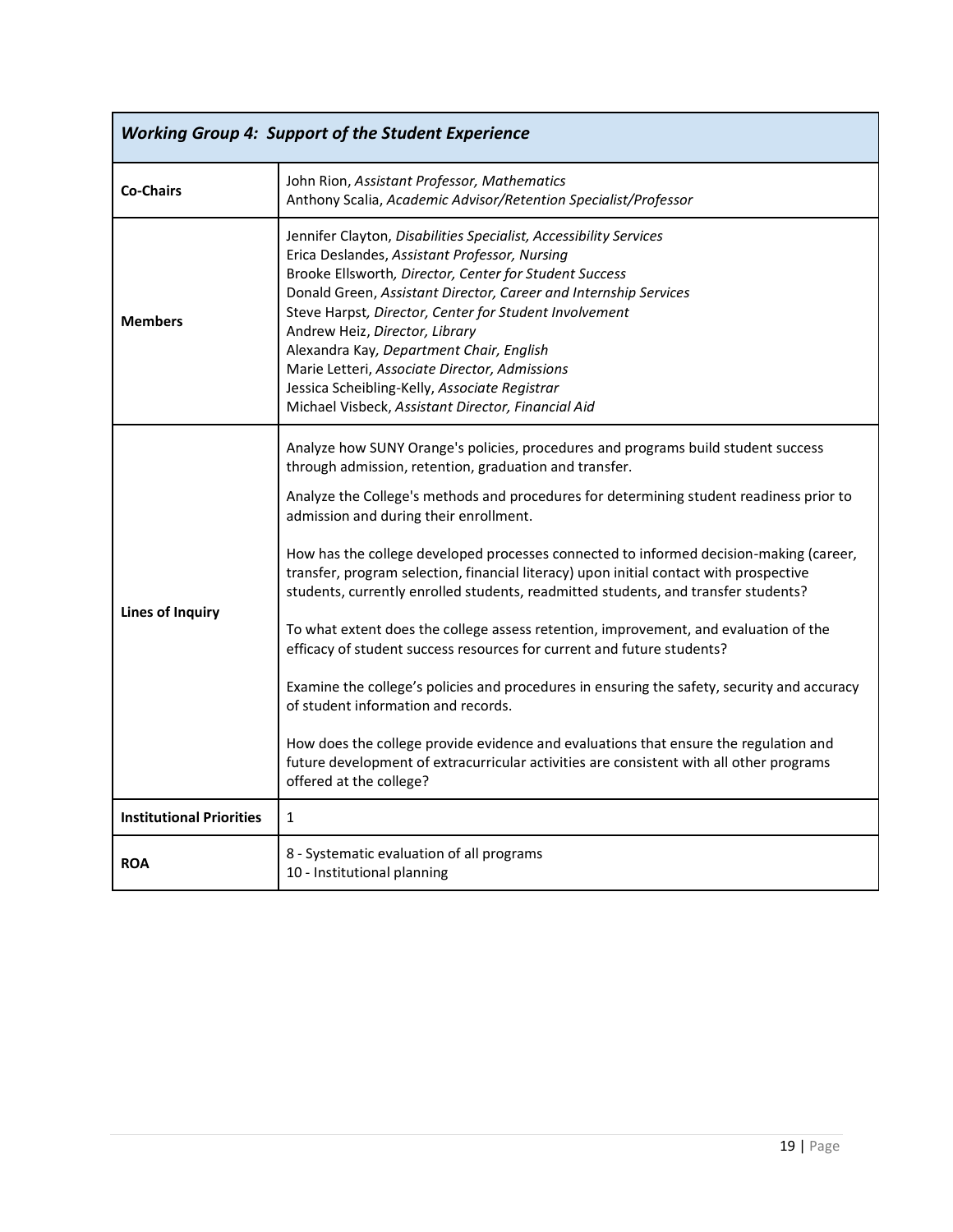| *Working Group 4: Support of the Student Experience* | |
|---|---|
| **Co-Chairs** | John Rion, *Assistant Professor, Mathematics*<br>Anthony Scalia, *Academic Advisor/Retention Specialist/Professor* |
| **Members** | Jennifer Clayton, *Disabilities Specialist, Accessibility Services*<br>Erica Deslandes, *Assistant Professor, Nursing*<br>Brooke Ellsworth, *Director, Center for Student Success*<br>Donald Green, *Assistant Director, Career and Internship Services*<br>Steve Harpst, *Director, Center for Student Involvement*<br>Andrew Heiz, *Director, Library*<br>Alexandra Kay, *Department Chair, English*<br>Marie Letteri, *Associate Director, Admissions*<br>Jessica Scheibling-Kelly, *Associate Registrar*<br>Michael Visbeck, *Assistant Director, Financial Aid* |
| **Lines of Inquiry** | Analyze how SUNY Orange's policies, procedures and programs build student success through admission, retention, graduation and transfer.<br><br>Analyze the College's methods and procedures for determining student readiness prior to admission and during their enrollment.<br><br>How has the college developed processes connected to informed decision-making (career, transfer, program selection, financial literacy) upon initial contact with prospective students, currently enrolled students, readmitted students, and transfer students?<br><br>To what extent does the college assess retention, improvement, and evaluation of the efficacy of student success resources for current and future students?<br><br>Examine the college's policies and procedures in ensuring the safety, security and accuracy of student information and records.<br><br>How does the college provide evidence and evaluations that ensure the regulation and future development of extracurricular activities are consistent with all other programs offered at the college? |
| **Institutional Priorities** | 1 |
| **ROA** | 8 - Systematic evaluation of all programs<br>10 - Institutional planning |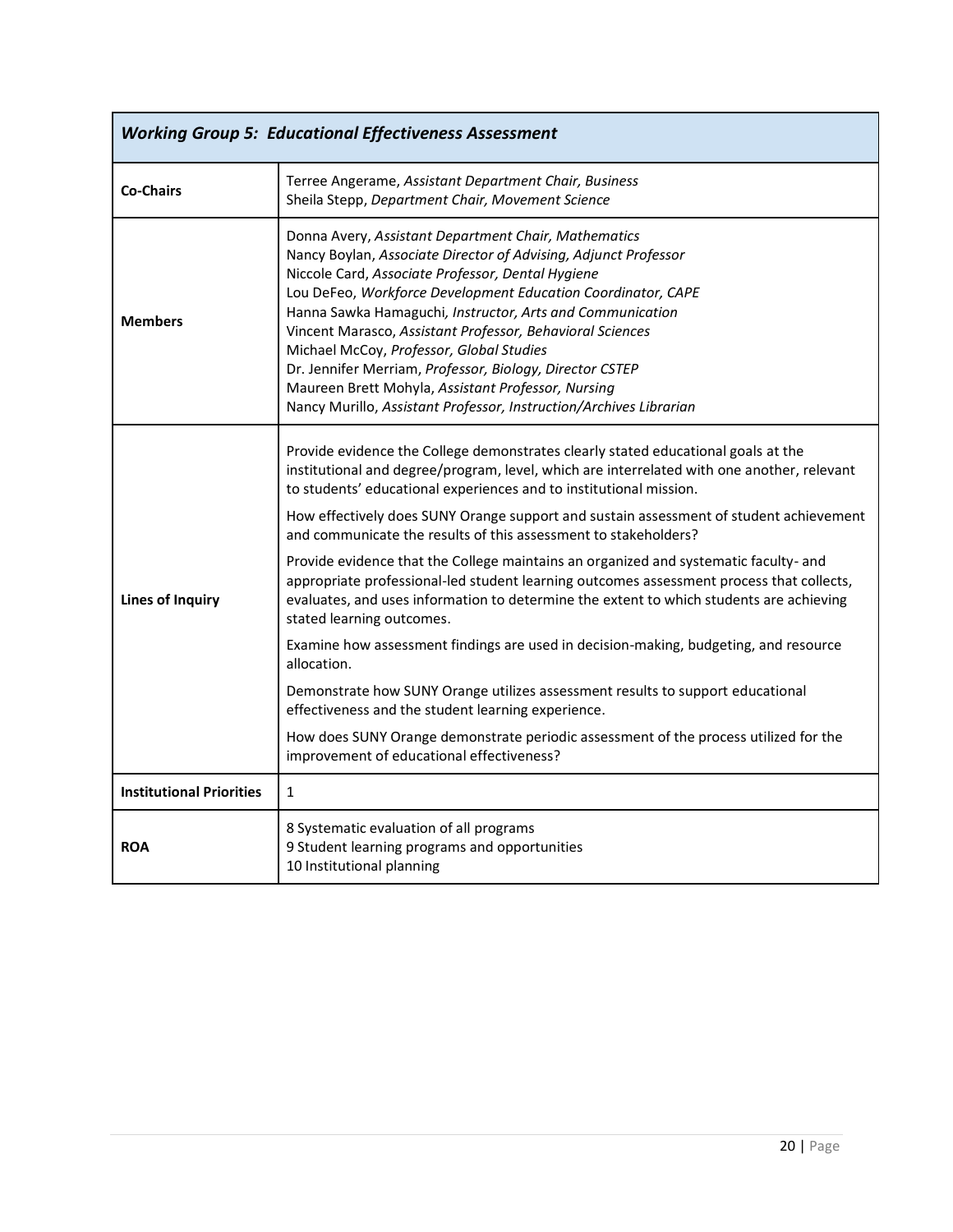| *Working Group 5: Educational Effectiveness Assessment* | |
|---|---|
| **Co-Chairs** | Terree Angerame, *Assistant Department Chair, Business*<br>Sheila Stepp, *Department Chair, Movement Science* |
| **Members** | Donna Avery, *Assistant Department Chair, Mathematics*<br>Nancy Boylan, *Associate Director of Advising, Adjunct Professor*<br>Niccole Card, *Associate Professor, Dental Hygiene*<br>Lou DeFeo, *Workforce Development Education Coordinator, CAPE*<br>Hanna Sawka Hamaguchi*, Instructor, Arts and Communication*<br>Vincent Marasco, *Assistant Professor, Behavioral Sciences*<br>Michael McCoy, *Professor, Global Studies*<br>Dr. Jennifer Merriam, *Professor, Biology, Director CSTEP*<br>Maureen Brett Mohyla, *Assistant Professor, Nursing*<br>Nancy Murillo, *Assistant Professor, Instruction/Archives Librarian* |
| **Lines of Inquiry** | Provide evidence the College demonstrates clearly stated educational goals at the institutional and degree/program, level, which are interrelated with one another, relevant to students' educational experiences and to institutional mission.<br><br>How effectively does SUNY Orange support and sustain assessment of student achievement and communicate the results of this assessment to stakeholders?<br><br>Provide evidence that the College maintains an organized and systematic faculty- and appropriate professional-led student learning outcomes assessment process that collects, evaluates, and uses information to determine the extent to which students are achieving stated learning outcomes.<br><br>Examine how assessment findings are used in decision-making, budgeting, and resource allocation.<br><br>Demonstrate how SUNY Orange utilizes assessment results to support educational effectiveness and the student learning experience.<br><br>How does SUNY Orange demonstrate periodic assessment of the process utilized for the improvement of educational effectiveness? |
| **Institutional Priorities** | 1 |
| **ROA** | 8 Systematic evaluation of all programs<br>9 Student learning programs and opportunities<br>10 Institutional planning |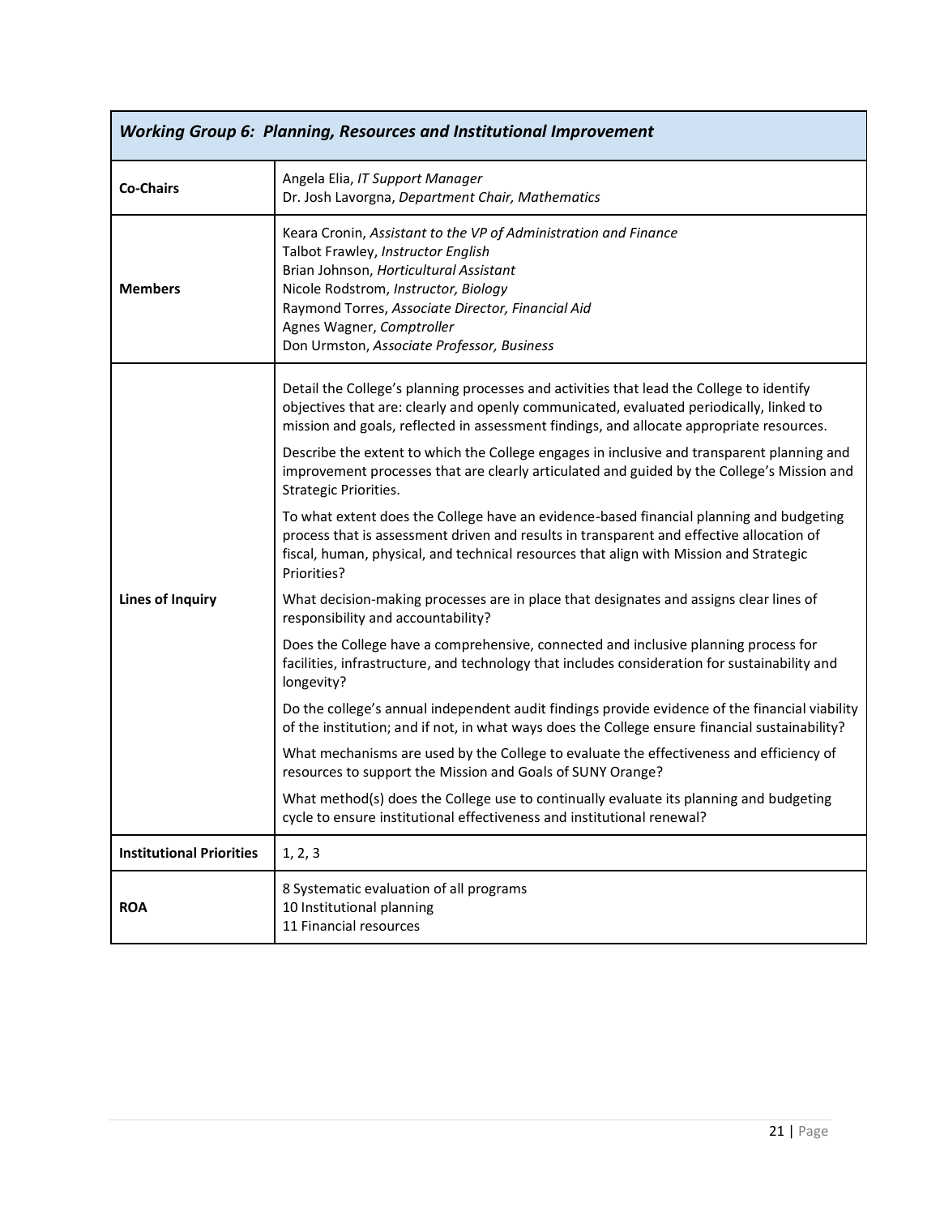| *Working Group 6: Planning, Resources and Institutional Improvement* | |
|---|---|
| **Co-Chairs** | Angela Elia, *IT Support Manager*<br>Dr. Josh Lavorgna, *Department Chair, Mathematics* |
| **Members** | Keara Cronin, *Assistant to the VP of Administration and Finance*<br>Talbot Frawley, *Instructor English*<br>Brian Johnson, *Horticultural Assistant*<br>Nicole Rodstrom, *Instructor, Biology*<br>Raymond Torres, *Associate Director, Financial Aid*<br>Agnes Wagner, *Comptroller*<br>Don Urmston, *Associate Professor, Business* |
| **Lines of Inquiry** | Detail the College's planning processes and activities that lead the College to identify objectives that are: clearly and openly communicated, evaluated periodically, linked to mission and goals, reflected in assessment findings, and allocate appropriate resources.<br><br>Describe the extent to which the College engages in inclusive and transparent planning and improvement processes that are clearly articulated and guided by the College's Mission and Strategic Priorities.<br><br>To what extent does the College have an evidence-based financial planning and budgeting process that is assessment driven and results in transparent and effective allocation of fiscal, human, physical, and technical resources that align with Mission and Strategic Priorities?<br><br>What decision-making processes are in place that designates and assigns clear lines of responsibility and accountability?<br><br>Does the College have a comprehensive, connected and inclusive planning process for facilities, infrastructure, and technology that includes consideration for sustainability and longevity?<br><br>Do the college's annual independent audit findings provide evidence of the financial viability of the institution; and if not, in what ways does the College ensure financial sustainability?<br><br>What mechanisms are used by the College to evaluate the effectiveness and efficiency of resources to support the Mission and Goals of SUNY Orange?<br><br>What method(s) does the College use to continually evaluate its planning and budgeting cycle to ensure institutional effectiveness and institutional renewal? |
| **Institutional Priorities** | 1, 2, 3 |
| **ROA** | 8 Systematic evaluation of all programs<br>10 Institutional planning<br>11 Financial resources |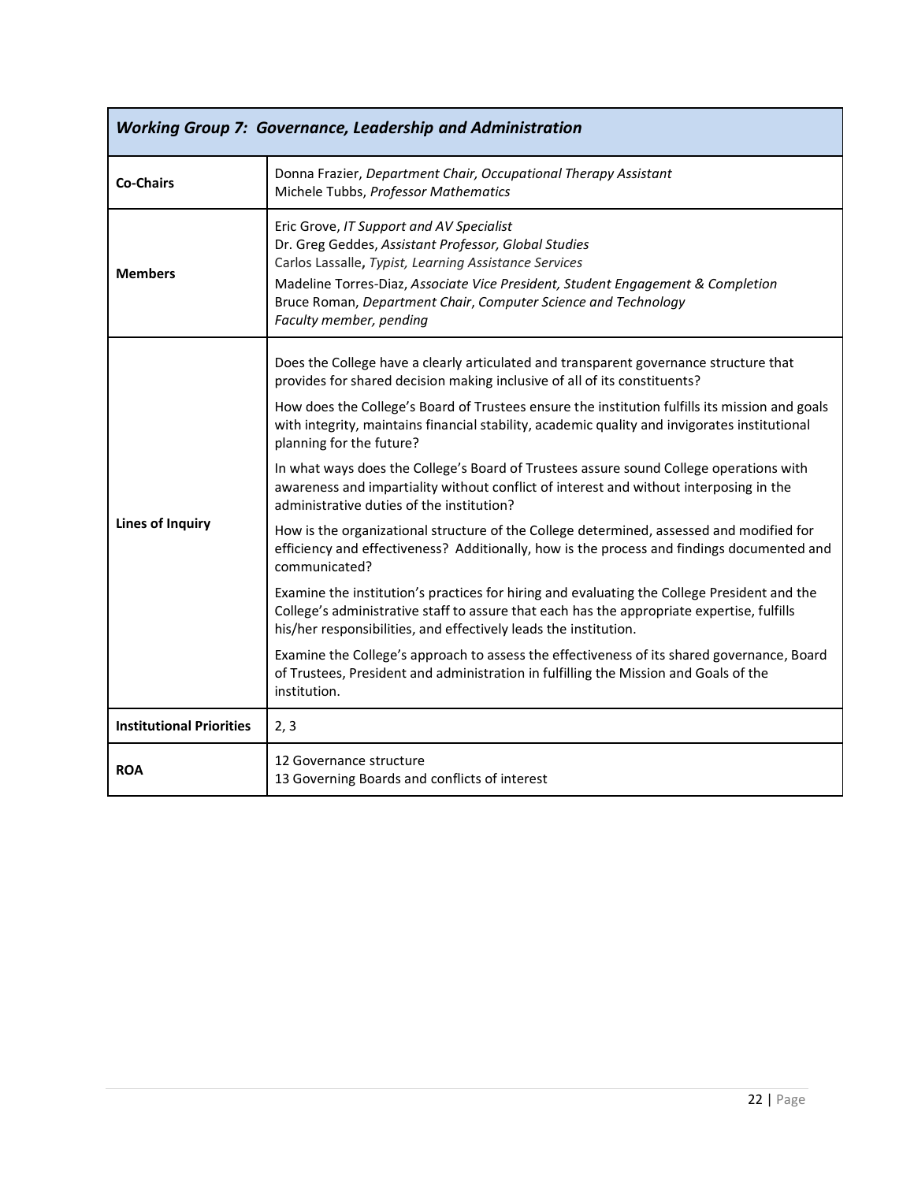| *Working Group 7: Governance, Leadership and Administration* | |
|---|---|
| **Co-Chairs** | Donna Frazier, *Department Chair, Occupational Therapy Assistant*<br>Michele Tubbs, *Professor Mathematics* |
| **Members** | Eric Grove, *IT Support and AV Specialist*<br>Dr. Greg Geddes, *Assistant Professor, Global Studies*<br>Carlos Lassalle, *Typist, Learning Assistance Services*<br>Madeline Torres-Diaz, *Associate Vice President, Student Engagement & Completion*<br>Bruce Roman, *Department Chair*, *Computer Science and Technology*<br>*Faculty member, pending* |
| **Lines of Inquiry** | Does the College have a clearly articulated and transparent governance structure that provides for shared decision making inclusive of all of its constituents?<br><br>How does the College's Board of Trustees ensure the institution fulfills its mission and goals with integrity, maintains financial stability, academic quality and invigorates institutional planning for the future?<br><br>In what ways does the College's Board of Trustees assure sound College operations with awareness and impartiality without conflict of interest and without interposing in the administrative duties of the institution?<br><br>How is the organizational structure of the College determined, assessed and modified for efficiency and effectiveness? Additionally, how is the process and findings documented and communicated?<br><br>Examine the institution's practices for hiring and evaluating the College President and the College's administrative staff to assure that each has the appropriate expertise, fulfills his/her responsibilities, and effectively leads the institution.<br><br>Examine the College's approach to assess the effectiveness of its shared governance, Board of Trustees, President and administration in fulfilling the Mission and Goals of the institution. |
| **Institutional Priorities** | 2, 3 |
| **ROA** | 12 Governance structure<br>13 Governing Boards and conflicts of interest |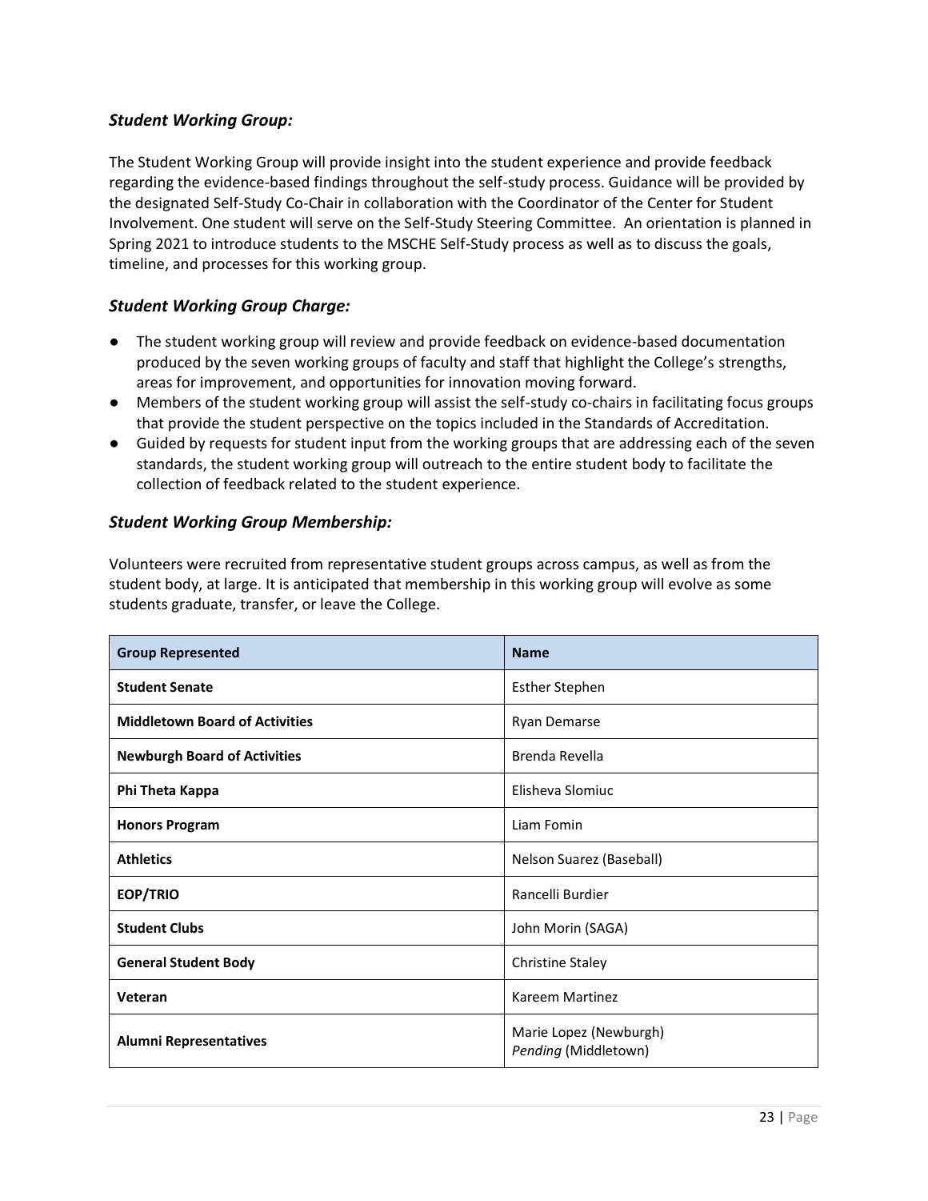### *Student Working Group:*

The Student Working Group will provide insight into the student experience and provide feedback regarding the evidence-based findings throughout the self-study process. Guidance will be provided by the designated Self-Study Co-Chair in collaboration with the Coordinator of the Center for Student Involvement. One student will serve on the Self-Study Steering Committee. An orientation is planned in Spring 2021 to introduce students to the MSCHE Self-Study process as well as to discuss the goals, timeline, and processes for this working group.

### *Student Working Group Charge:*

- The student working group will review and provide feedback on evidence-based documentation produced by the seven working groups of faculty and staff that highlight the College's strengths, areas for improvement, and opportunities for innovation moving forward.
- Members of the student working group will assist the self-study co-chairs in facilitating focus groups that provide the student perspective on the topics included in the Standards of Accreditation.
- Guided by requests for student input from the working groups that are addressing each of the seven standards, the student working group will outreach to the entire student body to facilitate the collection of feedback related to the student experience.

### *Student Working Group Membership:*

Volunteers were recruited from representative student groups across campus, as well as from the student body, at large. It is anticipated that membership in this working group will evolve as some students graduate, transfer, or leave the College.

| Group Represented | Name |
|---|---|
| **Student Senate** | Esther Stephen |
| **Middletown Board of Activities** | Ryan Demarse |
| **Newburgh Board of Activities** | Brenda Revella |
| **Phi Theta Kappa** | Elisheva Slomiuc |
| **Honors Program** | Liam Fomin |
| **Athletics** | Nelson Suarez (Baseball) |
| **EOP/TRIO** | Rancelli Burdier |
| **Student Clubs** | John Morin (SAGA) |
| **General Student Body** | Christine Staley |
| **Veteran** | Kareem Martinez |
| **Alumni Representatives** | Marie Lopez (Newburgh)<br>*Pending* (Middletown) |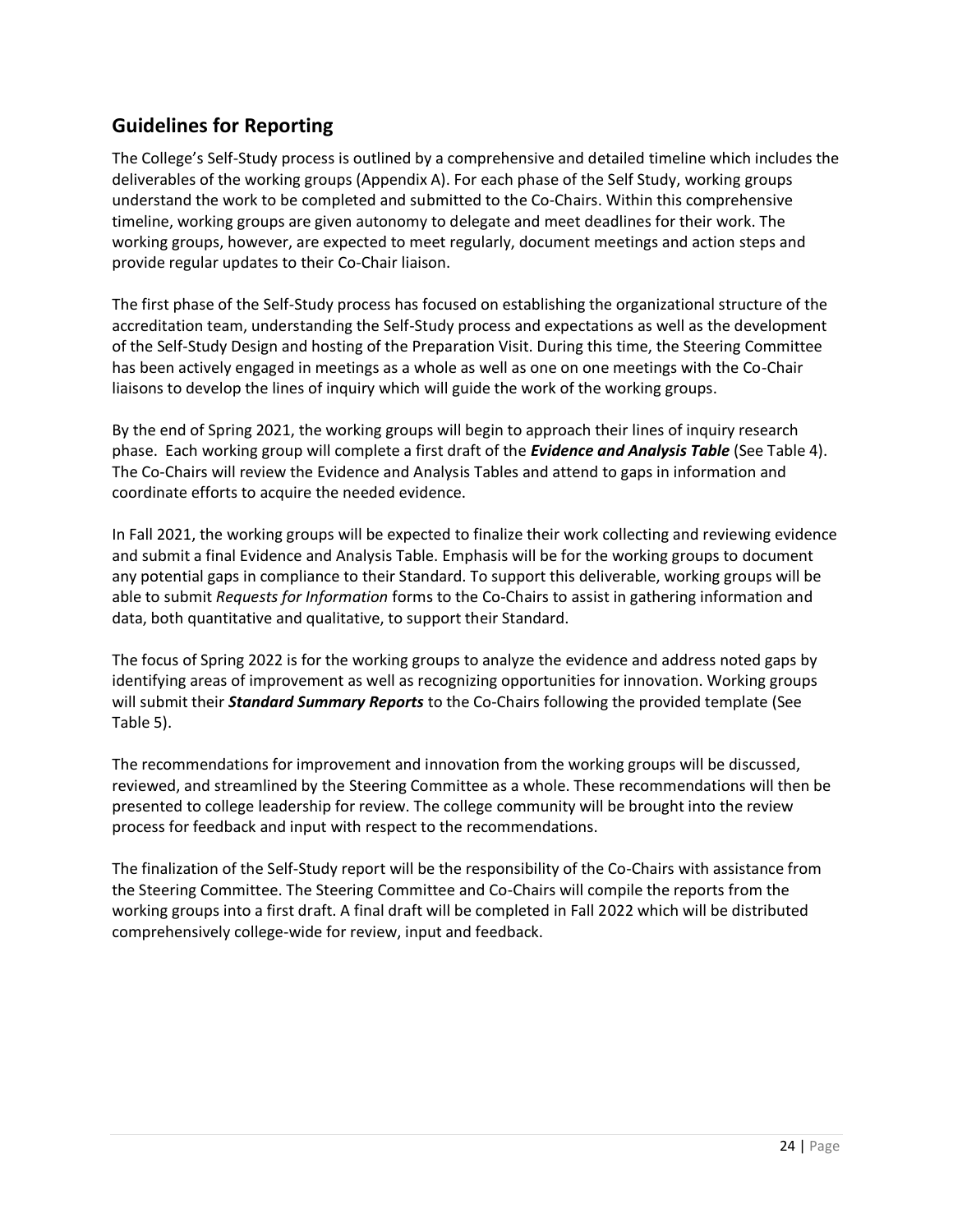## Guidelines for Reporting

The College's Self-Study process is outlined by a comprehensive and detailed timeline which includes the deliverables of the working groups (Appendix A). For each phase of the Self Study, working groups understand the work to be completed and submitted to the Co-Chairs. Within this comprehensive timeline, working groups are given autonomy to delegate and meet deadlines for their work. The working groups, however, are expected to meet regularly, document meetings and action steps and provide regular updates to their Co-Chair liaison.

The first phase of the Self-Study process has focused on establishing the organizational structure of the accreditation team, understanding the Self-Study process and expectations as well as the development of the Self-Study Design and hosting of the Preparation Visit. During this time, the Steering Committee has been actively engaged in meetings as a whole as well as one on one meetings with the Co-Chair liaisons to develop the lines of inquiry which will guide the work of the working groups.

By the end of Spring 2021, the working groups will begin to approach their lines of inquiry research phase. Each working group will complete a first draft of the ***Evidence and Analysis Table*** (See Table 4). The Co-Chairs will review the Evidence and Analysis Tables and attend to gaps in information and coordinate efforts to acquire the needed evidence.

In Fall 2021, the working groups will be expected to finalize their work collecting and reviewing evidence and submit a final Evidence and Analysis Table. Emphasis will be for the working groups to document any potential gaps in compliance to their Standard. To support this deliverable, working groups will be able to submit *Requests for Information* forms to the Co-Chairs to assist in gathering information and data, both quantitative and qualitative, to support their Standard.

The focus of Spring 2022 is for the working groups to analyze the evidence and address noted gaps by identifying areas of improvement as well as recognizing opportunities for innovation. Working groups will submit their ***Standard Summary Reports*** to the Co-Chairs following the provided template (See Table 5).

The recommendations for improvement and innovation from the working groups will be discussed, reviewed, and streamlined by the Steering Committee as a whole. These recommendations will then be presented to college leadership for review. The college community will be brought into the review process for feedback and input with respect to the recommendations.

The finalization of the Self-Study report will be the responsibility of the Co-Chairs with assistance from the Steering Committee. The Steering Committee and Co-Chairs will compile the reports from the working groups into a first draft. A final draft will be completed in Fall 2022 which will be distributed comprehensively college-wide for review, input and feedback.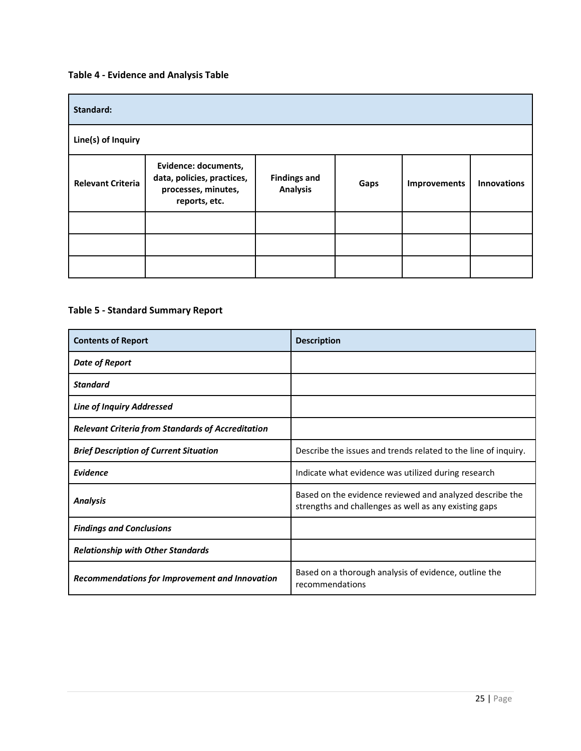**Table 4 - Evidence and Analysis Table**

| **Standard:** | | | | | |
|---|---|---|---|---|---|
| **Line(s) of Inquiry** | | | | | |
| **Relevant Criteria** | **Evidence: documents, data, policies, practices, processes, minutes, reports, etc.** | **Findings and Analysis** | **Gaps** | **Improvements** | **Innovations** |
| | | | | | |
| | | | | | |
| | | | | | |

**Table 5 - Standard Summary Report**

| **Contents of Report** | **Description** |
|---|---|
| ***Date of Report*** | |
| ***Standard*** | |
| ***Line of Inquiry Addressed*** | |
| ***Relevant Criteria from Standards of Accreditation*** | |
| ***Brief Description of Current Situation*** | Describe the issues and trends related to the line of inquiry. |
| ***Evidence*** | Indicate what evidence was utilized during research |
| ***Analysis*** | Based on the evidence reviewed and analyzed describe the strengths and challenges as well as any existing gaps |
| ***Findings and Conclusions*** | |
| ***Relationship with Other Standards*** | |
| ***Recommendations for Improvement and Innovation*** | Based on a thorough analysis of evidence, outline the recommendations |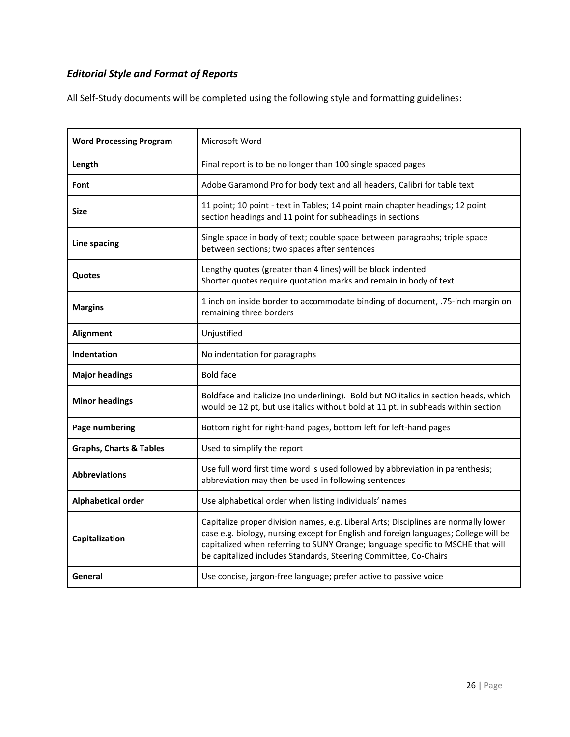### *Editorial Style and Format of Reports*

All Self-Study documents will be completed using the following style and formatting guidelines:

| **Word Processing Program** | Microsoft Word |
|---|---|
| **Length** | Final report is to be no longer than 100 single spaced pages |
| **Font** | Adobe Garamond Pro for body text and all headers, Calibri for table text |
| **Size** | 11 point; 10 point - text in Tables; 14 point main chapter headings; 12 point section headings and 11 point for subheadings in sections |
| **Line spacing** | Single space in body of text; double space between paragraphs; triple space between sections; two spaces after sentences |
| **Quotes** | Lengthy quotes (greater than 4 lines) will be block indented<br>Shorter quotes require quotation marks and remain in body of text |
| **Margins** | 1 inch on inside border to accommodate binding of document, .75-inch margin on remaining three borders |
| **Alignment** | Unjustified |
| **Indentation** | No indentation for paragraphs |
| **Major headings** | Bold face |
| **Minor headings** | Boldface and italicize (no underlining). Bold but NO italics in section heads, which would be 12 pt, but use italics without bold at 11 pt. in subheads within section |
| **Page numbering** | Bottom right for right-hand pages, bottom left for left-hand pages |
| **Graphs, Charts & Tables** | Used to simplify the report |
| **Abbreviations** | Use full word first time word is used followed by abbreviation in parenthesis; abbreviation may then be used in following sentences |
| **Alphabetical order** | Use alphabetical order when listing individuals' names |
| **Capitalization** | Capitalize proper division names, e.g. Liberal Arts; Disciplines are normally lower case e.g. biology, nursing except for English and foreign languages; College will be capitalized when referring to SUNY Orange; language specific to MSCHE that will be capitalized includes Standards, Steering Committee, Co-Chairs |
| **General** | Use concise, jargon-free language; prefer active to passive voice |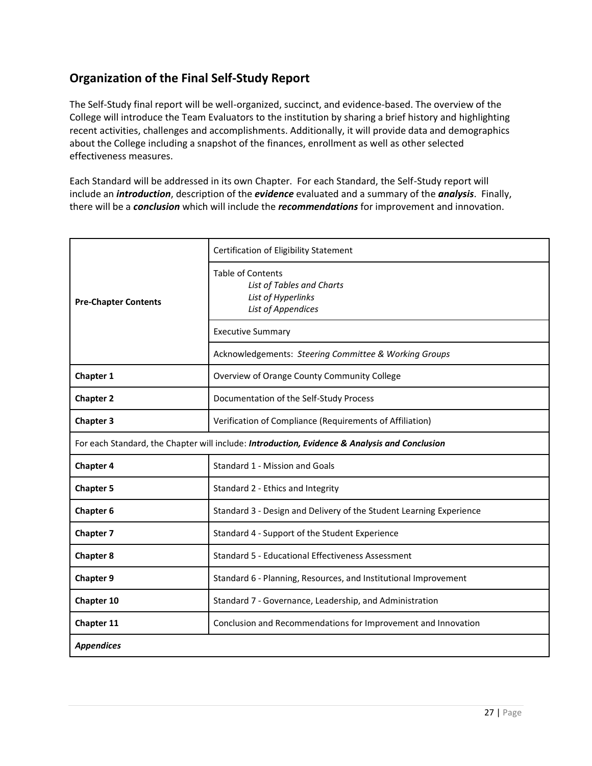## Organization of the Final Self-Study Report

The Self-Study final report will be well-organized, succinct, and evidence-based. The overview of the College will introduce the Team Evaluators to the institution by sharing a brief history and highlighting recent activities, challenges and accomplishments. Additionally, it will provide data and demographics about the College including a snapshot of the finances, enrollment as well as other selected effectiveness measures.

Each Standard will be addressed in its own Chapter. For each Standard, the Self-Study report will include an ***introduction***, description of the ***evidence*** evaluated and a summary of the ***analysis***. Finally, there will be a ***conclusion*** which will include the ***recommendations*** for improvement and innovation.

| | |
|---|---|
| **Pre-Chapter Contents** | Certification of Eligibility Statement |
| | Table of Contents<br>*List of Tables and Charts*<br>*List of Hyperlinks*<br>*List of Appendices* |
| | Executive Summary |
| | Acknowledgements: *Steering Committee & Working Groups* |
| **Chapter 1** | Overview of Orange County Community College |
| **Chapter 2** | Documentation of the Self-Study Process |
| **Chapter 3** | Verification of Compliance (Requirements of Affiliation) |
| For each Standard, the Chapter will include: ***Introduction, Evidence & Analysis and Conclusion*** | |
| **Chapter 4** | Standard 1 - Mission and Goals |
| **Chapter 5** | Standard 2 - Ethics and Integrity |
| **Chapter 6** | Standard 3 - Design and Delivery of the Student Learning Experience |
| **Chapter 7** | Standard 4 - Support of the Student Experience |
| **Chapter 8** | Standard 5 - Educational Effectiveness Assessment |
| **Chapter 9** | Standard 6 - Planning, Resources, and Institutional Improvement |
| **Chapter 10** | Standard 7 - Governance, Leadership, and Administration |
| **Chapter 11** | Conclusion and Recommendations for Improvement and Innovation |
| ***Appendices*** | |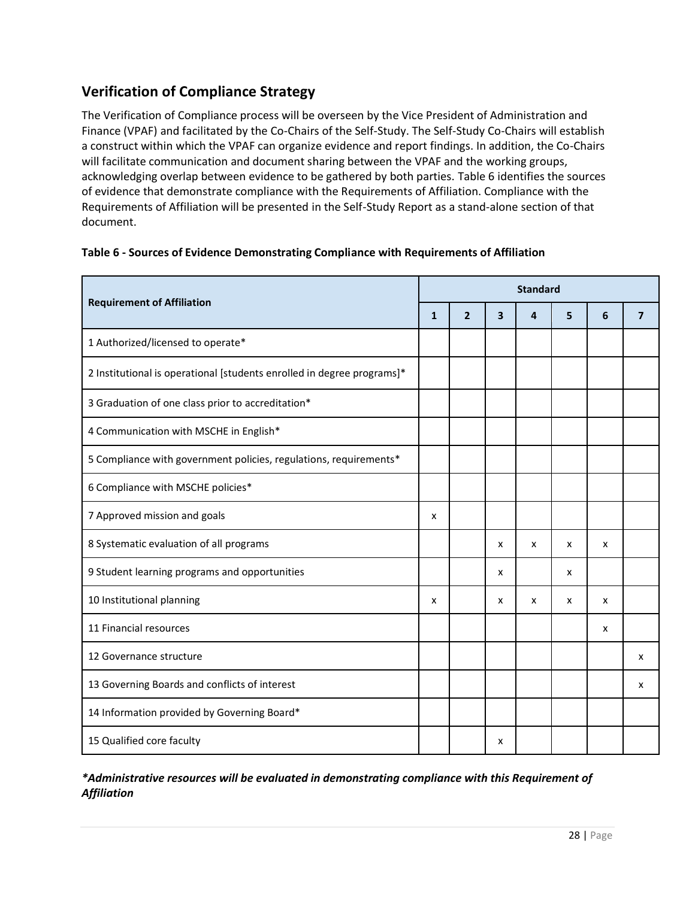## Verification of Compliance Strategy

The Verification of Compliance process will be overseen by the Vice President of Administration and Finance (VPAF) and facilitated by the Co-Chairs of the Self-Study. The Self-Study Co-Chairs will establish a construct within which the VPAF can organize evidence and report findings. In addition, the Co-Chairs will facilitate communication and document sharing between the VPAF and the working groups, acknowledging overlap between evidence to be gathered by both parties. Table 6 identifies the sources of evidence that demonstrate compliance with the Requirements of Affiliation. Compliance with the Requirements of Affiliation will be presented in the Self-Study Report as a stand-alone section of that document.

**Table 6 - Sources of Evidence Demonstrating Compliance with Requirements of Affiliation**

| Requirement of Affiliation | Standard | | | | | | |
|---|---|---|---|---|---|---|---|
| | **1** | **2** | **3** | **4** | **5** | **6** | **7** |
| 1 Authorized/licensed to operate* | | | | | | | |
| 2 Institutional is operational [students enrolled in degree programs]* | | | | | | | |
| 3 Graduation of one class prior to accreditation* | | | | | | | |
| 4 Communication with MSCHE in English* | | | | | | | |
| 5 Compliance with government policies, regulations, requirements* | | | | | | | |
| 6 Compliance with MSCHE policies* | | | | | | | |
| 7 Approved mission and goals | x | | | | | | |
| 8 Systematic evaluation of all programs | | | x | x | x | x | |
| 9 Student learning programs and opportunities | | | x | | x | | |
| 10 Institutional planning | x | | x | x | x | x | |
| 11 Financial resources | | | | | | x | |
| 12 Governance structure | | | | | | | x |
| 13 Governing Boards and conflicts of interest | | | | | | | x |
| 14 Information provided by Governing Board* | | | | | | | |
| 15 Qualified core faculty | | | x | | | | |

***Administrative resources will be evaluated in demonstrating compliance with this Requirement of Affiliation***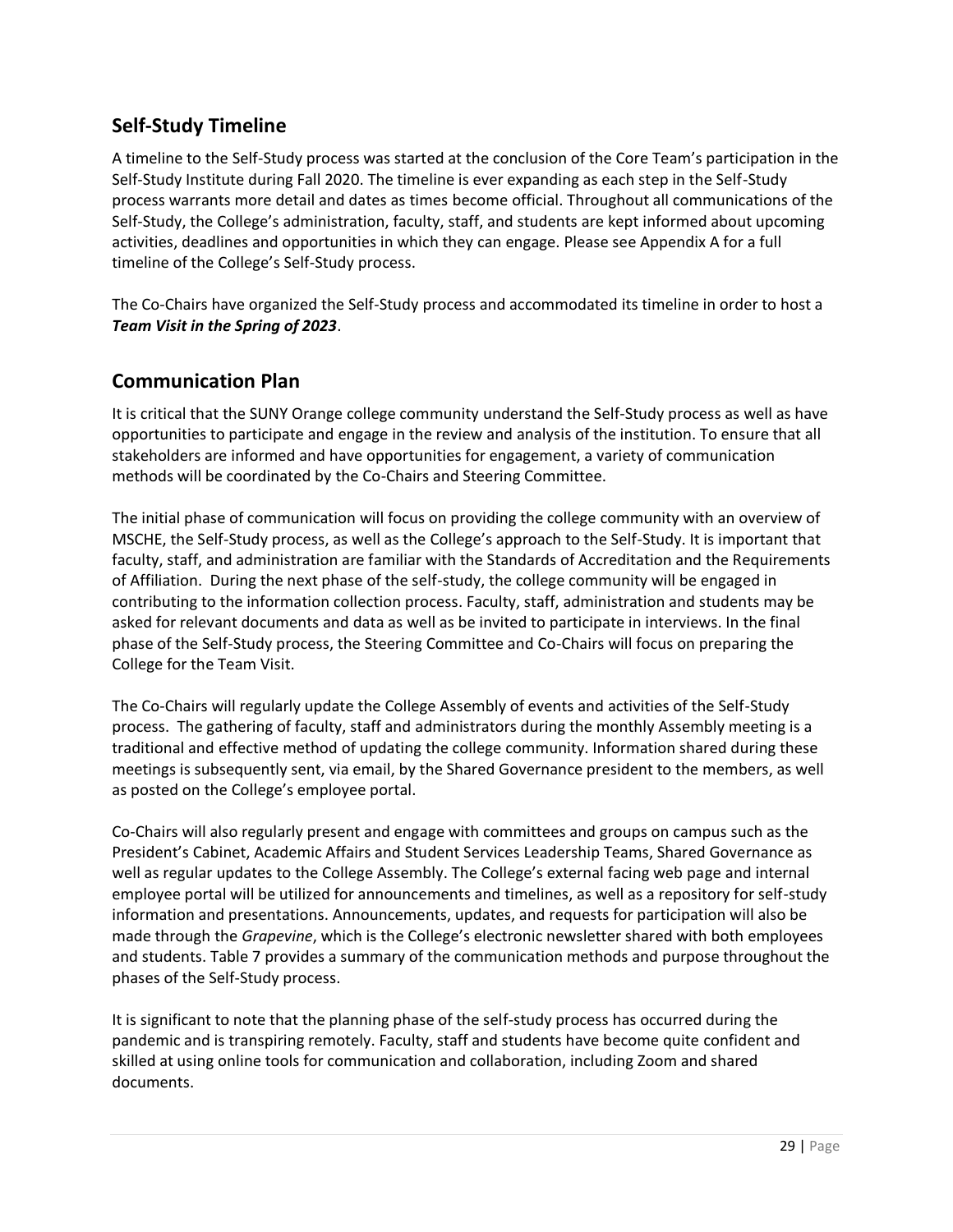## Self-Study Timeline

A timeline to the Self-Study process was started at the conclusion of the Core Team's participation in the Self-Study Institute during Fall 2020. The timeline is ever expanding as each step in the Self-Study process warrants more detail and dates as times become official. Throughout all communications of the Self-Study, the College's administration, faculty, staff, and students are kept informed about upcoming activities, deadlines and opportunities in which they can engage. Please see Appendix A for a full timeline of the College's Self-Study process.

The Co-Chairs have organized the Self-Study process and accommodated its timeline in order to host a ***Team Visit in the Spring of 2023***.

## Communication Plan

It is critical that the SUNY Orange college community understand the Self-Study process as well as have opportunities to participate and engage in the review and analysis of the institution. To ensure that all stakeholders are informed and have opportunities for engagement, a variety of communication methods will be coordinated by the Co-Chairs and Steering Committee.

The initial phase of communication will focus on providing the college community with an overview of MSCHE, the Self-Study process, as well as the College's approach to the Self-Study. It is important that faculty, staff, and administration are familiar with the Standards of Accreditation and the Requirements of Affiliation. During the next phase of the self-study, the college community will be engaged in contributing to the information collection process. Faculty, staff, administration and students may be asked for relevant documents and data as well as be invited to participate in interviews. In the final phase of the Self-Study process, the Steering Committee and Co-Chairs will focus on preparing the College for the Team Visit.

The Co-Chairs will regularly update the College Assembly of events and activities of the Self-Study process. The gathering of faculty, staff and administrators during the monthly Assembly meeting is a traditional and effective method of updating the college community. Information shared during these meetings is subsequently sent, via email, by the Shared Governance president to the members, as well as posted on the College's employee portal.

Co-Chairs will also regularly present and engage with committees and groups on campus such as the President's Cabinet, Academic Affairs and Student Services Leadership Teams, Shared Governance as well as regular updates to the College Assembly. The College's external facing web page and internal employee portal will be utilized for announcements and timelines, as well as a repository for self-study information and presentations. Announcements, updates, and requests for participation will also be made through the *Grapevine*, which is the College's electronic newsletter shared with both employees and students. Table 7 provides a summary of the communication methods and purpose throughout the phases of the Self-Study process.

It is significant to note that the planning phase of the self-study process has occurred during the pandemic and is transpiring remotely. Faculty, staff and students have become quite confident and skilled at using online tools for communication and collaboration, including Zoom and shared documents.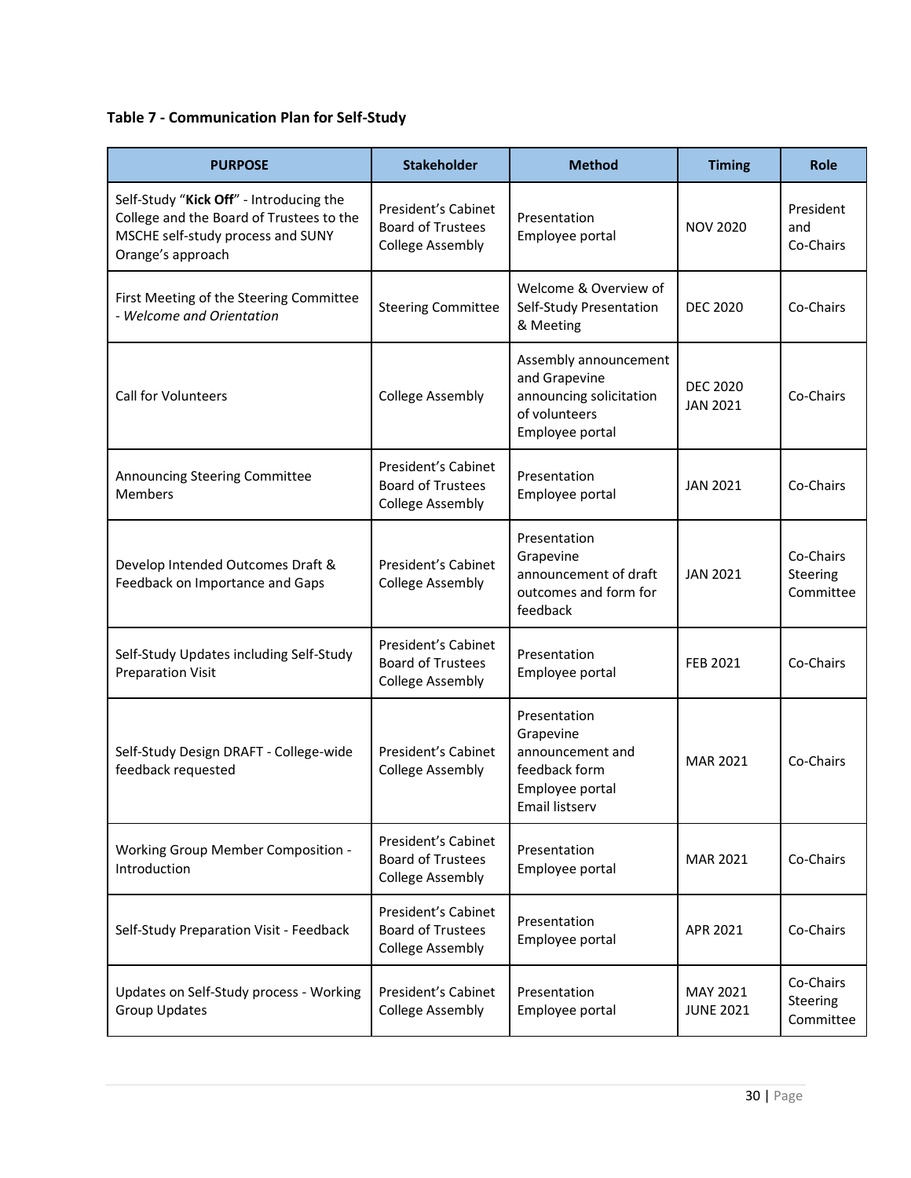**Table 7 - Communication Plan for Self-Study**

| PURPOSE | Stakeholder | Method | Timing | Role |
|---|---|---|---|---|
| Self-Study "**Kick Off**" - Introducing the College and the Board of Trustees to the MSCHE self-study process and SUNY Orange's approach | President's Cabinet<br>Board of Trustees<br>College Assembly | Presentation<br>Employee portal | NOV 2020 | President and Co-Chairs |
| First Meeting of the Steering Committee - *Welcome and Orientation* | Steering Committee | Welcome & Overview of Self-Study Presentation & Meeting | DEC 2020 | Co-Chairs |
| Call for Volunteers | College Assembly | Assembly announcement and Grapevine announcing solicitation of volunteers<br>Employee portal | DEC 2020<br>JAN 2021 | Co-Chairs |
| Announcing Steering Committee Members | President's Cabinet<br>Board of Trustees<br>College Assembly | Presentation<br>Employee portal | JAN 2021 | Co-Chairs |
| Develop Intended Outcomes Draft & Feedback on Importance and Gaps | President's Cabinet<br>College Assembly | Presentation<br>Grapevine announcement of draft outcomes and form for feedback | JAN 2021 | Co-Chairs<br>Steering Committee |
| Self-Study Updates including Self-Study Preparation Visit | President's Cabinet<br>Board of Trustees<br>College Assembly | Presentation<br>Employee portal | FEB 2021 | Co-Chairs |
| Self-Study Design DRAFT - College-wide feedback requested | President's Cabinet<br>College Assembly | Presentation<br>Grapevine announcement and feedback form<br>Employee portal<br>Email listserv | MAR 2021 | Co-Chairs |
| Working Group Member Composition - Introduction | President's Cabinet<br>Board of Trustees<br>College Assembly | Presentation<br>Employee portal | MAR 2021 | Co-Chairs |
| Self-Study Preparation Visit - Feedback | President's Cabinet<br>Board of Trustees<br>College Assembly | Presentation<br>Employee portal | APR 2021 | Co-Chairs |
| Updates on Self-Study process - Working Group Updates | President's Cabinet<br>College Assembly | Presentation<br>Employee portal | MAY 2021<br>JUNE 2021 | Co-Chairs<br>Steering Committee |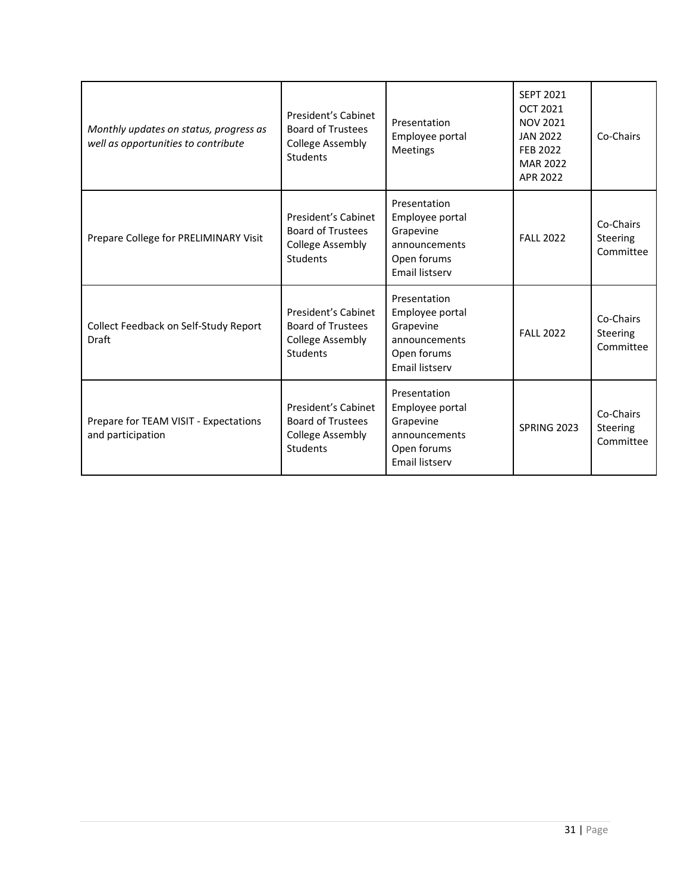| | | | | |
|---|---|---|---|---|
| *Monthly updates on status, progress as well as opportunities to contribute* | President's Cabinet<br>Board of Trustees<br>College Assembly<br>Students | Presentation<br>Employee portal<br>Meetings | SEPT 2021<br>OCT 2021<br>NOV 2021<br>JAN 2022<br>FEB 2022<br>MAR 2022<br>APR 2022 | Co-Chairs |
| Prepare College for PRELIMINARY Visit | President's Cabinet<br>Board of Trustees<br>College Assembly<br>Students | Presentation<br>Employee portal<br>Grapevine announcements<br>Open forums<br>Email listserv | FALL 2022 | Co-Chairs<br>Steering Committee |
| Collect Feedback on Self-Study Report Draft | President's Cabinet<br>Board of Trustees<br>College Assembly<br>Students | Presentation<br>Employee portal<br>Grapevine announcements<br>Open forums<br>Email listserv | FALL 2022 | Co-Chairs<br>Steering Committee |
| Prepare for TEAM VISIT - Expectations and participation | President's Cabinet<br>Board of Trustees<br>College Assembly<br>Students | Presentation<br>Employee portal<br>Grapevine announcements<br>Open forums<br>Email listserv | SPRING 2023 | Co-Chairs<br>Steering Committee |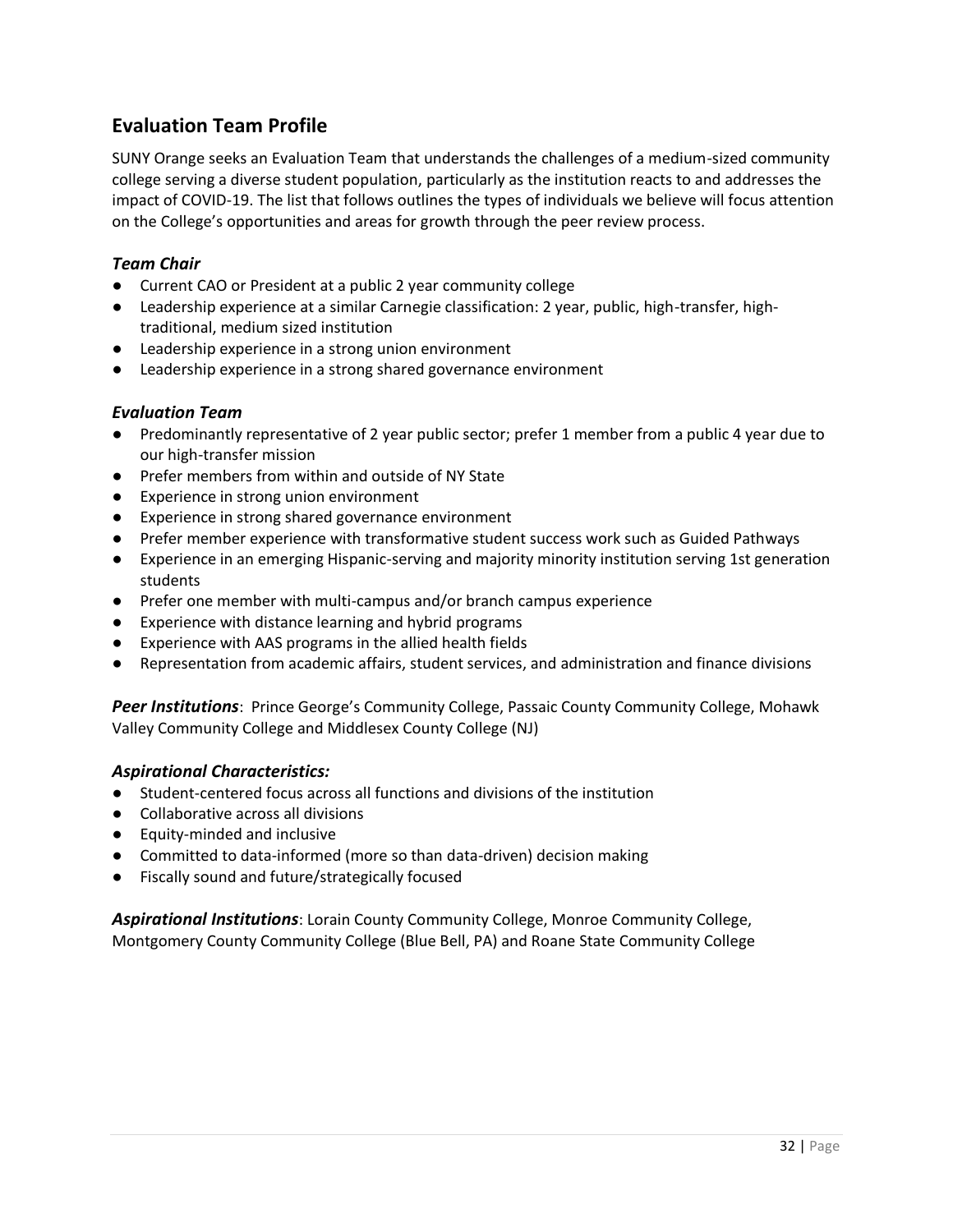## Evaluation Team Profile

SUNY Orange seeks an Evaluation Team that understands the challenges of a medium-sized community college serving a diverse student population, particularly as the institution reacts to and addresses the impact of COVID-19. The list that follows outlines the types of individuals we believe will focus attention on the College's opportunities and areas for growth through the peer review process.

### *Team Chair*

- Current CAO or President at a public 2 year community college
- Leadership experience at a similar Carnegie classification: 2 year, public, high-transfer, high-traditional, medium sized institution
- Leadership experience in a strong union environment
- Leadership experience in a strong shared governance environment

### *Evaluation Team*

- Predominantly representative of 2 year public sector; prefer 1 member from a public 4 year due to our high-transfer mission
- Prefer members from within and outside of NY State
- Experience in strong union environment
- Experience in strong shared governance environment
- Prefer member experience with transformative student success work such as Guided Pathways
- Experience in an emerging Hispanic-serving and majority minority institution serving 1st generation students
- Prefer one member with multi-campus and/or branch campus experience
- Experience with distance learning and hybrid programs
- Experience with AAS programs in the allied health fields
- Representation from academic affairs, student services, and administration and finance divisions

***Peer Institutions***: Prince George's Community College, Passaic County Community College, Mohawk Valley Community College and Middlesex County College (NJ)

### *Aspirational Characteristics:*

- Student-centered focus across all functions and divisions of the institution
- Collaborative across all divisions
- Equity-minded and inclusive
- Committed to data-informed (more so than data-driven) decision making
- Fiscally sound and future/strategically focused

***Aspirational Institutions***: Lorain County Community College, Monroe Community College, Montgomery County Community College (Blue Bell, PA) and Roane State Community College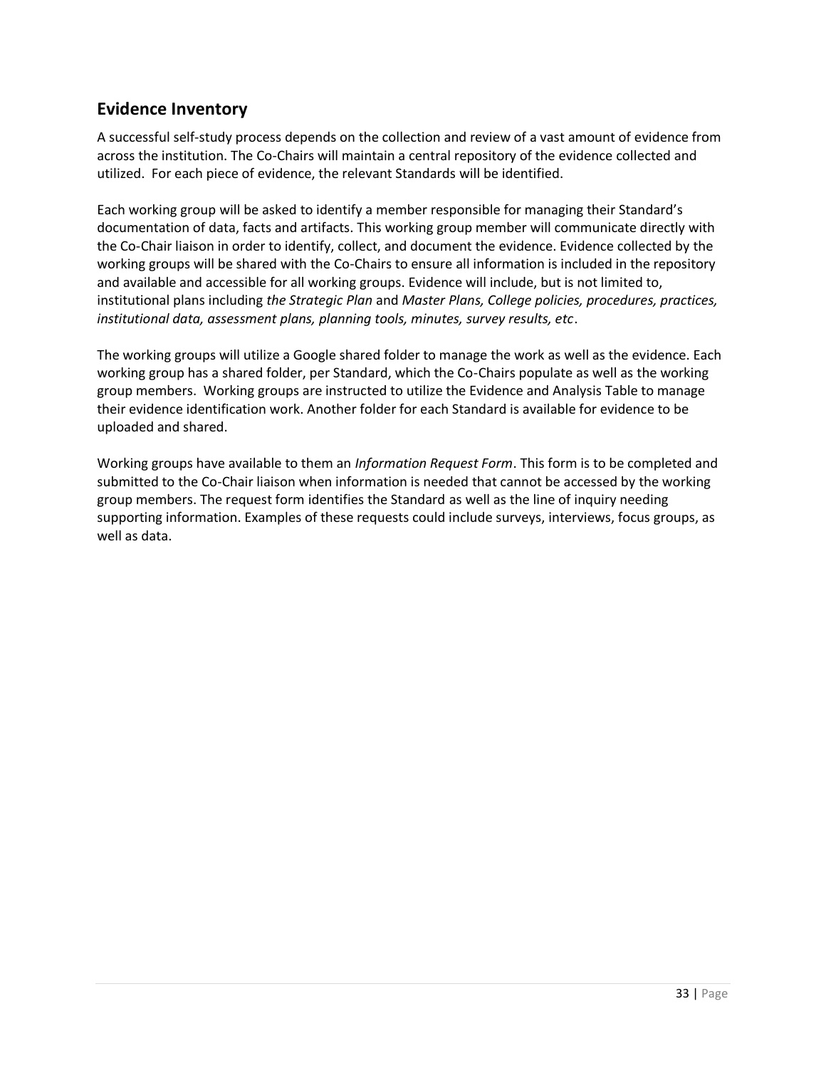## Evidence Inventory

A successful self-study process depends on the collection and review of a vast amount of evidence from across the institution. The Co-Chairs will maintain a central repository of the evidence collected and utilized. For each piece of evidence, the relevant Standards will be identified.

Each working group will be asked to identify a member responsible for managing their Standard's documentation of data, facts and artifacts. This working group member will communicate directly with the Co-Chair liaison in order to identify, collect, and document the evidence. Evidence collected by the working groups will be shared with the Co-Chairs to ensure all information is included in the repository and available and accessible for all working groups. Evidence will include, but is not limited to, institutional plans including *the Strategic Plan* and *Master Plans, College policies, procedures, practices, institutional data, assessment plans, planning tools, minutes, survey results, etc*.

The working groups will utilize a Google shared folder to manage the work as well as the evidence. Each working group has a shared folder, per Standard, which the Co-Chairs populate as well as the working group members. Working groups are instructed to utilize the Evidence and Analysis Table to manage their evidence identification work. Another folder for each Standard is available for evidence to be uploaded and shared.

Working groups have available to them an *Information Request Form*. This form is to be completed and submitted to the Co-Chair liaison when information is needed that cannot be accessed by the working group members. The request form identifies the Standard as well as the line of inquiry needing supporting information. Examples of these requests could include surveys, interviews, focus groups, as well as data.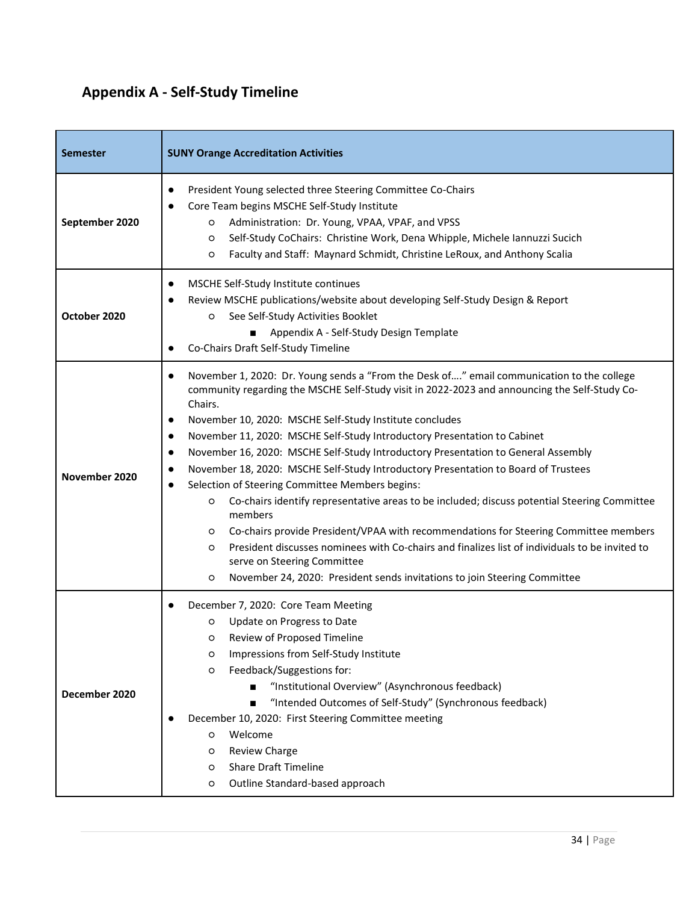## Appendix A - Self-Study Timeline

| Semester | SUNY Orange Accreditation Activities |
|---|---|
| September 2020 | • President Young selected three Steering Committee Co-Chairs<br>• Core Team begins MSCHE Self-Study Institute<br>  ○ Administration: Dr. Young, VPAA, VPAF, and VPSS<br>  ○ Self-Study CoChairs: Christine Work, Dena Whipple, Michele Iannuzzi Sucich<br>  ○ Faculty and Staff: Maynard Schmidt, Christine LeRoux, and Anthony Scalia |
| October 2020 | • MSCHE Self-Study Institute continues<br>• Review MSCHE publications/website about developing Self-Study Design & Report<br>  ○ See Self-Study Activities Booklet<br>    ■ Appendix A - Self-Study Design Template<br>• Co-Chairs Draft Self-Study Timeline |
| November 2020 | • November 1, 2020: Dr. Young sends a "From the Desk of…." email communication to the college community regarding the MSCHE Self-Study visit in 2022-2023 and announcing the Self-Study Co-Chairs.<br>• November 10, 2020: MSCHE Self-Study Institute concludes<br>• November 11, 2020: MSCHE Self-Study Introductory Presentation to Cabinet<br>• November 16, 2020: MSCHE Self-Study Introductory Presentation to General Assembly<br>• November 18, 2020: MSCHE Self-Study Introductory Presentation to Board of Trustees<br>• Selection of Steering Committee Members begins:<br>  ○ Co-chairs identify representative areas to be included; discuss potential Steering Committee members<br>  ○ Co-chairs provide President/VPAA with recommendations for Steering Committee members<br>  ○ President discusses nominees with Co-chairs and finalizes list of individuals to be invited to serve on Steering Committee<br>  ○ November 24, 2020: President sends invitations to join Steering Committee |
| December 2020 | • December 7, 2020: Core Team Meeting<br>  ○ Update on Progress to Date<br>  ○ Review of Proposed Timeline<br>  ○ Impressions from Self-Study Institute<br>  ○ Feedback/Suggestions for:<br>    ■ "Institutional Overview" (Asynchronous feedback)<br>    ■ "Intended Outcomes of Self-Study" (Synchronous feedback)<br>• December 10, 2020: First Steering Committee meeting<br>  ○ Welcome<br>  ○ Review Charge<br>  ○ Share Draft Timeline<br>  ○ Outline Standard-based approach |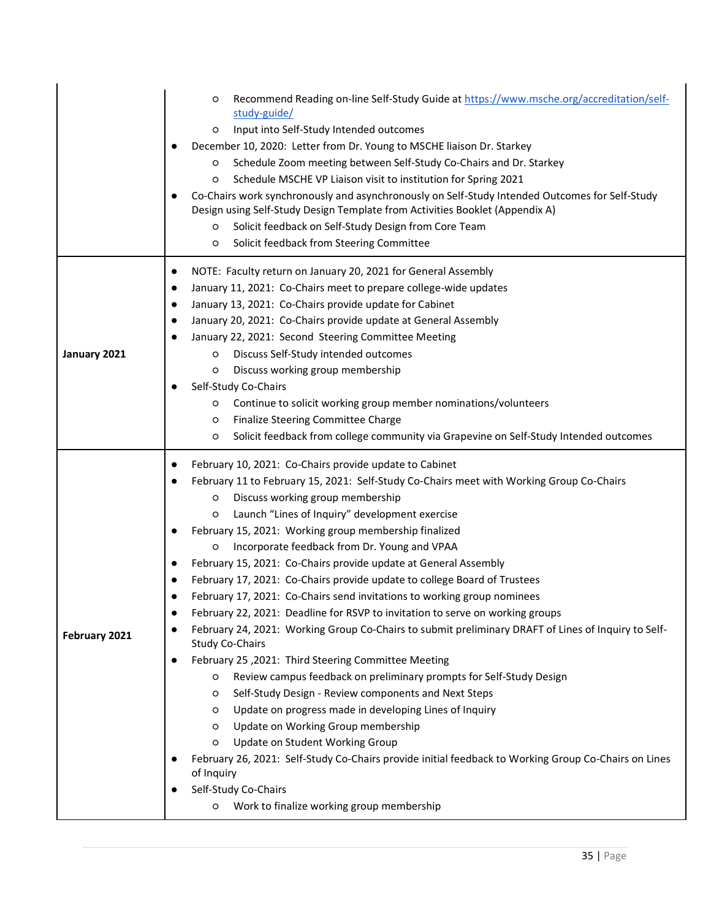| | |
|---|---|
| | <ul><li><ul><li>Recommend Reading on-line Self-Study Guide at [https://www.msche.org/accreditation/self-study-guide/](https://www.msche.org/accreditation/self-study-guide/)</li><li>Input into Self-Study Intended outcomes</li></ul></li><li>December 10, 2020: Letter from Dr. Young to MSCHE liaison Dr. Starkey<ul><li>Schedule Zoom meeting between Self-Study Co-Chairs and Dr. Starkey</li><li>Schedule MSCHE VP Liaison visit to institution for Spring 2021</li></ul></li><li>Co-Chairs work synchronously and asynchronously on Self-Study Intended Outcomes for Self-Study Design using Self-Study Design Template from Activities Booklet (Appendix A)<ul><li>Solicit feedback on Self-Study Design from Core Team</li><li>Solicit feedback from Steering Committee</li></ul></li></ul> |
| **January 2021** | <ul><li>NOTE: Faculty return on January 20, 2021 for General Assembly</li><li>January 11, 2021: Co-Chairs meet to prepare college-wide updates</li><li>January 13, 2021: Co-Chairs provide update for Cabinet</li><li>January 20, 2021: Co-Chairs provide update at General Assembly</li><li>January 22, 2021: Second Steering Committee Meeting<ul><li>Discuss Self-Study intended outcomes</li><li>Discuss working group membership</li></ul></li><li>Self-Study Co-Chairs<ul><li>Continue to solicit working group member nominations/volunteers</li><li>Finalize Steering Committee Charge</li><li>Solicit feedback from college community via Grapevine on Self-Study Intended outcomes</li></ul></li></ul> |
| **February 2021** | <ul><li>February 10, 2021: Co-Chairs provide update to Cabinet</li><li>February 11 to February 15, 2021: Self-Study Co-Chairs meet with Working Group Co-Chairs<ul><li>Discuss working group membership</li><li>Launch "Lines of Inquiry" development exercise</li></ul></li><li>February 15, 2021: Working group membership finalized<ul><li>Incorporate feedback from Dr. Young and VPAA</li></ul></li><li>February 15, 2021: Co-Chairs provide update at General Assembly</li><li>February 17, 2021: Co-Chairs provide update to college Board of Trustees</li><li>February 17, 2021: Co-Chairs send invitations to working group nominees</li><li>February 22, 2021: Deadline for RSVP to invitation to serve on working groups</li><li>February 24, 2021: Working Group Co-Chairs to submit preliminary DRAFT of Lines of Inquiry to Self-Study Co-Chairs</li><li>February 25 ,2021: Third Steering Committee Meeting<ul><li>Review campus feedback on preliminary prompts for Self-Study Design</li><li>Self-Study Design - Review components and Next Steps</li><li>Update on progress made in developing Lines of Inquiry</li><li>Update on Working Group membership</li><li>Update on Student Working Group</li></ul></li><li>February 26, 2021: Self-Study Co-Chairs provide initial feedback to Working Group Co-Chairs on Lines of Inquiry</li><li>Self-Study Co-Chairs<ul><li>Work to finalize working group membership</li></ul></li></ul> |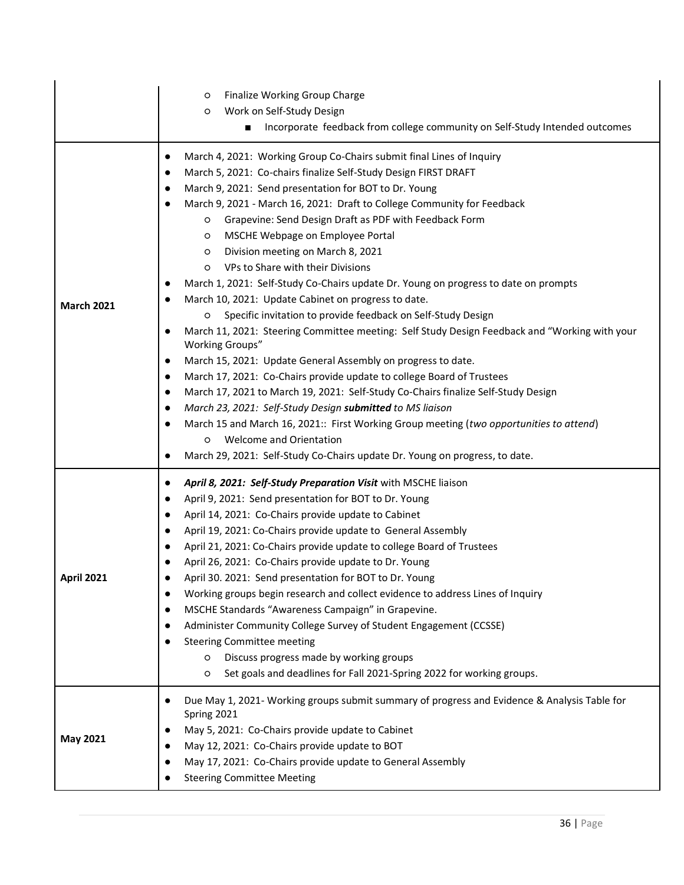| | |
|---|---|
| | ○ Finalize Working Group Charge<br>○ Work on Self-Study Design<br>■ Incorporate feedback from college community on Self-Study Intended outcomes |
| **March 2021** | ● March 4, 2021: Working Group Co-Chairs submit final Lines of Inquiry<br>● March 5, 2021: Co-chairs finalize Self-Study Design FIRST DRAFT<br>● March 9, 2021: Send presentation for BOT to Dr. Young<br>● March 9, 2021 - March 16, 2021: Draft to College Community for Feedback<br>○ Grapevine: Send Design Draft as PDF with Feedback Form<br>○ MSCHE Webpage on Employee Portal<br>○ Division meeting on March 8, 2021<br>○ VPs to Share with their Divisions<br>● March 1, 2021: Self-Study Co-Chairs update Dr. Young on progress to date on prompts<br>● March 10, 2021: Update Cabinet on progress to date.<br>○ Specific invitation to provide feedback on Self-Study Design<br>● March 11, 2021: Steering Committee meeting: Self Study Design Feedback and "Working with your Working Groups"<br>● March 15, 2021: Update General Assembly on progress to date.<br>● March 17, 2021: Co-Chairs provide update to college Board of Trustees<br>● March 17, 2021 to March 19, 2021: Self-Study Co-Chairs finalize Self-Study Design<br>● *March 23, 2021: Self-Study Design **submitted** to MS liaison*<br>● March 15 and March 16, 2021:: First Working Group meeting (*two opportunities to attend*)<br>○ Welcome and Orientation<br>● March 29, 2021: Self-Study Co-Chairs update Dr. Young on progress, to date. |
| **April 2021** | ● ***April 8, 2021: Self-Study Preparation Visit*** with MSCHE liaison<br>● April 9, 2021: Send presentation for BOT to Dr. Young<br>● April 14, 2021: Co-Chairs provide update to Cabinet<br>● April 19, 2021: Co-Chairs provide update to General Assembly<br>● April 21, 2021: Co-Chairs provide update to college Board of Trustees<br>● April 26, 2021: Co-Chairs provide update to Dr. Young<br>● April 30. 2021: Send presentation for BOT to Dr. Young<br>● Working groups begin research and collect evidence to address Lines of Inquiry<br>● MSCHE Standards "Awareness Campaign" in Grapevine.<br>● Administer Community College Survey of Student Engagement (CCSSE)<br>● Steering Committee meeting<br>○ Discuss progress made by working groups<br>○ Set goals and deadlines for Fall 2021-Spring 2022 for working groups. |
| **May 2021** | ● Due May 1, 2021- Working groups submit summary of progress and Evidence & Analysis Table for Spring 2021<br>● May 5, 2021: Co-Chairs provide update to Cabinet<br>● May 12, 2021: Co-Chairs provide update to BOT<br>● May 17, 2021: Co-Chairs provide update to General Assembly<br>● Steering Committee Meeting |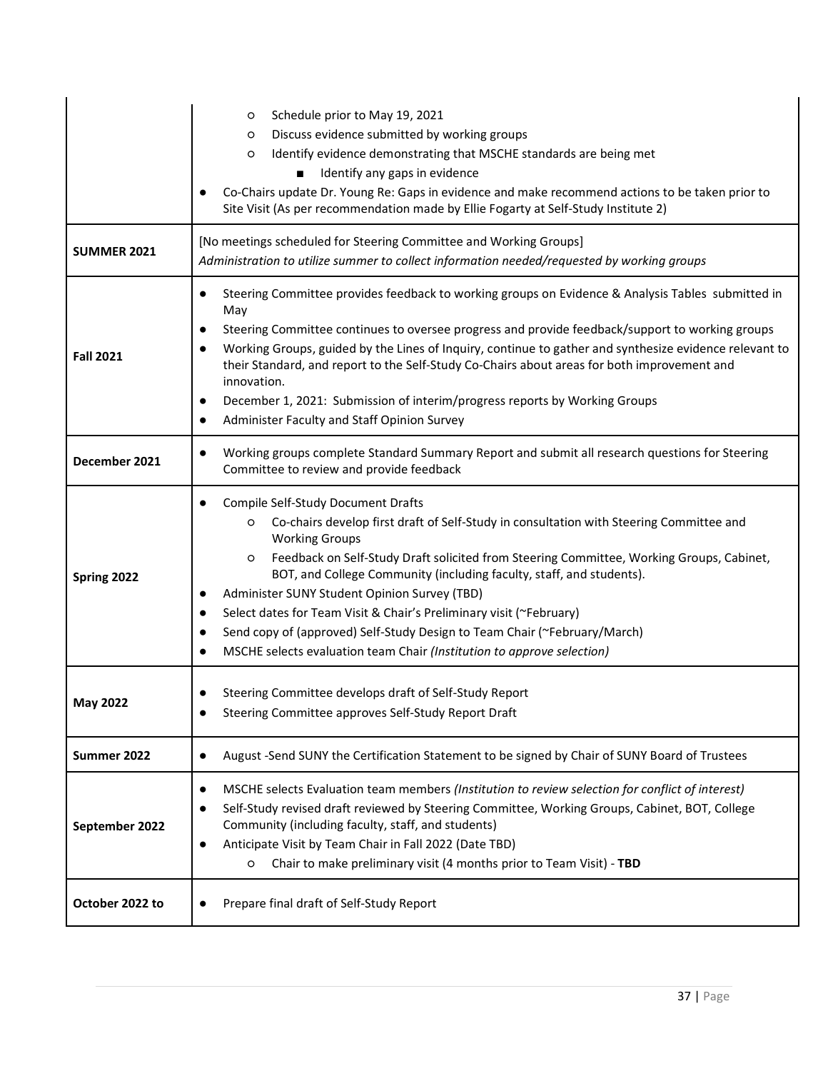| | |
|---|---|
| | ○ Schedule prior to May 19, 2021<br>○ Discuss evidence submitted by working groups<br>○ Identify evidence demonstrating that MSCHE standards are being met<br>■ Identify any gaps in evidence<br>● Co-Chairs update Dr. Young Re: Gaps in evidence and make recommend actions to be taken prior to Site Visit (As per recommendation made by Ellie Fogarty at Self-Study Institute 2) |
| **SUMMER 2021** | [No meetings scheduled for Steering Committee and Working Groups]<br>*Administration to utilize summer to collect information needed/requested by working groups* |
| **Fall 2021** | ● Steering Committee provides feedback to working groups on Evidence & Analysis Tables submitted in May<br>● Steering Committee continues to oversee progress and provide feedback/support to working groups<br>● Working Groups, guided by the Lines of Inquiry, continue to gather and synthesize evidence relevant to their Standard, and report to the Self-Study Co-Chairs about areas for both improvement and innovation.<br>● December 1, 2021: Submission of interim/progress reports by Working Groups<br>● Administer Faculty and Staff Opinion Survey |
| **December 2021** | ● Working groups complete Standard Summary Report and submit all research questions for Steering Committee to review and provide feedback |
| **Spring 2022** | ● Compile Self-Study Document Drafts<br>○ Co-chairs develop first draft of Self-Study in consultation with Steering Committee and Working Groups<br>○ Feedback on Self-Study Draft solicited from Steering Committee, Working Groups, Cabinet, BOT, and College Community (including faculty, staff, and students).<br>● Administer SUNY Student Opinion Survey (TBD)<br>● Select dates for Team Visit & Chair's Preliminary visit (~February)<br>● Send copy of (approved) Self-Study Design to Team Chair (~February/March)<br>● MSCHE selects evaluation team Chair *(Institution to approve selection)* |
| **May 2022** | ● Steering Committee develops draft of Self-Study Report<br>● Steering Committee approves Self-Study Report Draft |
| **Summer 2022** | ● August -Send SUNY the Certification Statement to be signed by Chair of SUNY Board of Trustees |
| **September 2022** | ● MSCHE selects Evaluation team members *(Institution to review selection for conflict of interest)*<br>● Self-Study revised draft reviewed by Steering Committee, Working Groups, Cabinet, BOT, College Community (including faculty, staff, and students)<br>● Anticipate Visit by Team Chair in Fall 2022 (Date TBD)<br>○ Chair to make preliminary visit (4 months prior to Team Visit) - **TBD** |
| **October 2022 to** | ● Prepare final draft of Self-Study Report |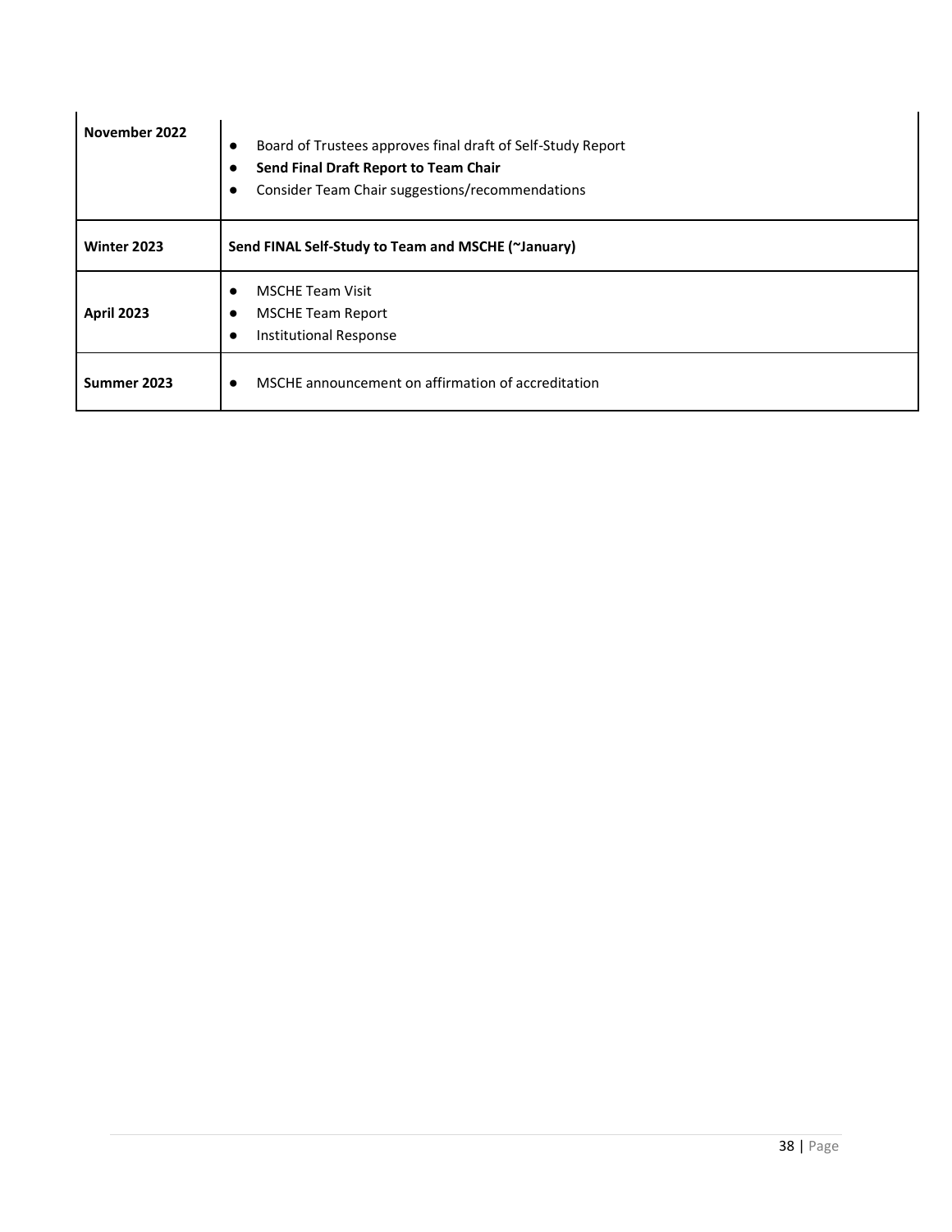| | |
|---|---|
| **November 2022** | • Board of Trustees approves final draft of Self-Study Report<br>• **Send Final Draft Report to Team Chair**<br>• Consider Team Chair suggestions/recommendations |
| **Winter 2023** | **Send FINAL Self-Study to Team and MSCHE (~January)** |
| **April 2023** | • MSCHE Team Visit<br>• MSCHE Team Report<br>• Institutional Response |
| **Summer 2023** | • MSCHE announcement on affirmation of accreditation |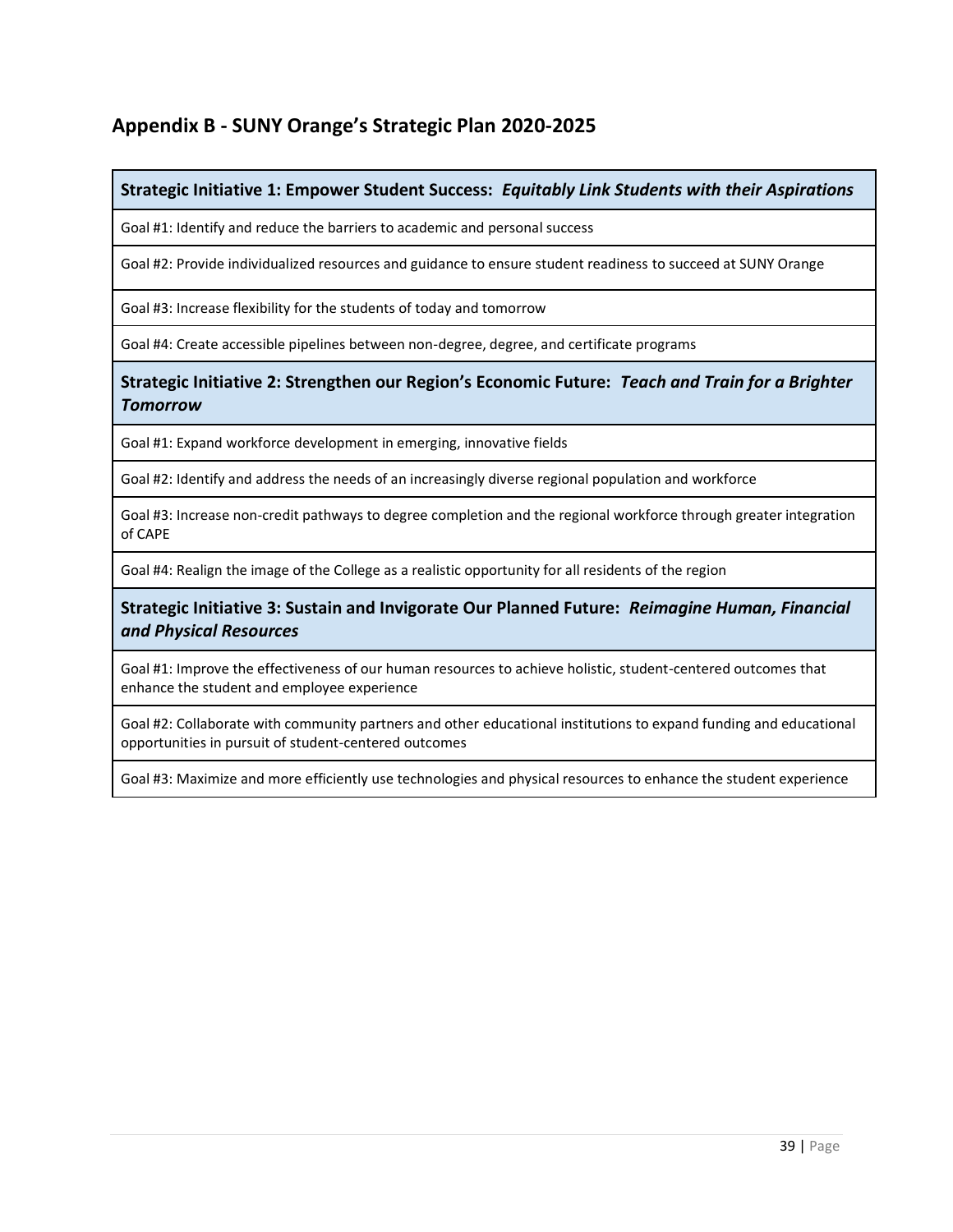## Appendix B - SUNY Orange's Strategic Plan 2020-2025

| **Strategic Initiative 1: Empower Student Success:** ***Equitably Link Students with their Aspirations*** |
|---|
| Goal #1: Identify and reduce the barriers to academic and personal success |
| Goal #2: Provide individualized resources and guidance to ensure student readiness to succeed at SUNY Orange |
| Goal #3: Increase flexibility for the students of today and tomorrow |
| Goal #4: Create accessible pipelines between non-degree, degree, and certificate programs |
| **Strategic Initiative 2: Strengthen our Region's Economic Future:** ***Teach and Train for a Brighter Tomorrow*** |
| Goal #1: Expand workforce development in emerging, innovative fields |
| Goal #2: Identify and address the needs of an increasingly diverse regional population and workforce |
| Goal #3: Increase non-credit pathways to degree completion and the regional workforce through greater integration of CAPE |
| Goal #4: Realign the image of the College as a realistic opportunity for all residents of the region |
| **Strategic Initiative 3: Sustain and Invigorate Our Planned Future:** ***Reimagine Human, Financial and Physical Resources*** |
| Goal #1: Improve the effectiveness of our human resources to achieve holistic, student-centered outcomes that enhance the student and employee experience |
| Goal #2: Collaborate with community partners and other educational institutions to expand funding and educational opportunities in pursuit of student-centered outcomes |
| Goal #3: Maximize and more efficiently use technologies and physical resources to enhance the student experience |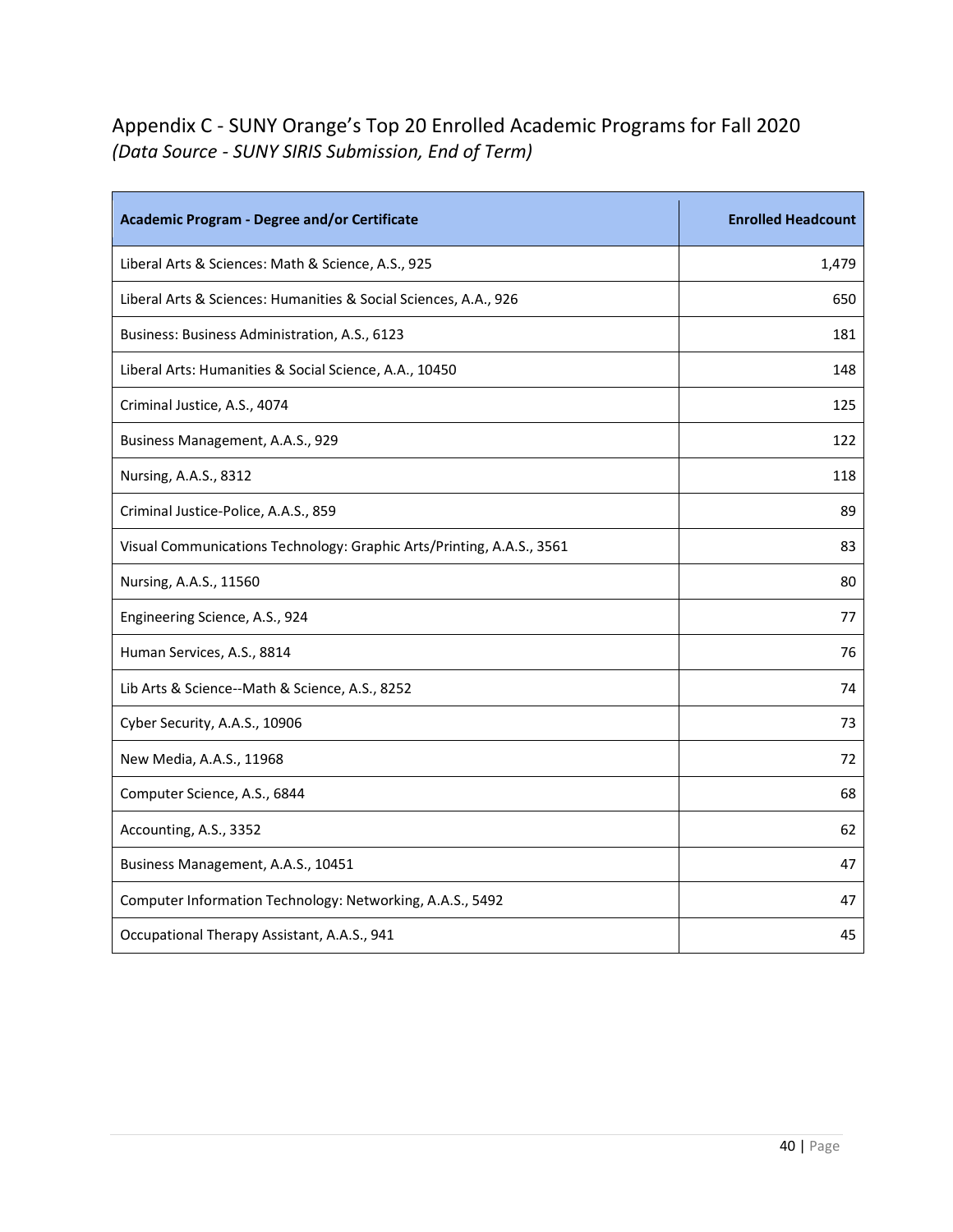## Appendix C - SUNY Orange's Top 20 Enrolled Academic Programs for Fall 2020

*(Data Source - SUNY SIRIS Submission, End of Term)*

| Academic Program - Degree and/or Certificate | Enrolled Headcount |
|---|---|
| Liberal Arts & Sciences: Math & Science, A.S., 925 | 1,479 |
| Liberal Arts & Sciences: Humanities & Social Sciences, A.A., 926 | 650 |
| Business: Business Administration, A.S., 6123 | 181 |
| Liberal Arts: Humanities & Social Science, A.A., 10450 | 148 |
| Criminal Justice, A.S., 4074 | 125 |
| Business Management, A.A.S., 929 | 122 |
| Nursing, A.A.S., 8312 | 118 |
| Criminal Justice-Police, A.A.S., 859 | 89 |
| Visual Communications Technology: Graphic Arts/Printing, A.A.S., 3561 | 83 |
| Nursing, A.A.S., 11560 | 80 |
| Engineering Science, A.S., 924 | 77 |
| Human Services, A.S., 8814 | 76 |
| Lib Arts & Science--Math & Science, A.S., 8252 | 74 |
| Cyber Security, A.A.S., 10906 | 73 |
| New Media, A.A.S., 11968 | 72 |
| Computer Science, A.S., 6844 | 68 |
| Accounting, A.S., 3352 | 62 |
| Business Management, A.A.S., 10451 | 47 |
| Computer Information Technology: Networking, A.A.S., 5492 | 47 |
| Occupational Therapy Assistant, A.A.S., 941 | 45 |